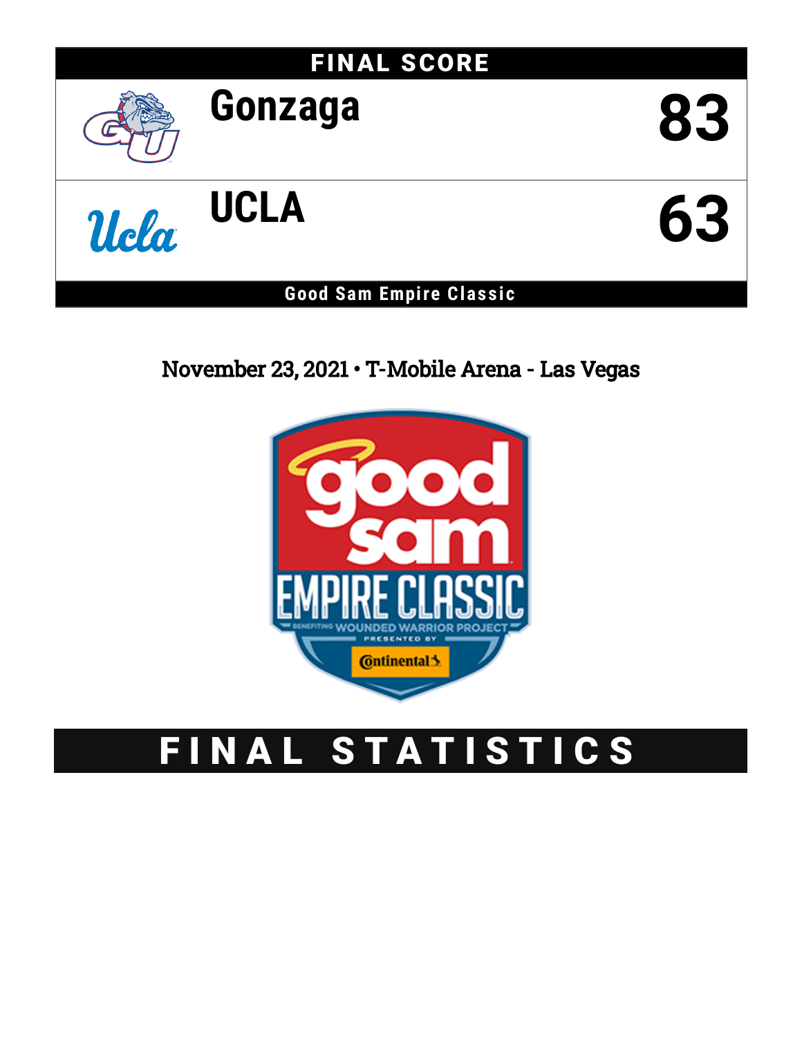## FINAL SCORE

| Team | Score |
|---|---|
| Gonzaga | 83 |
| UCLA | 63 |

**Good Sam Empire Classic**

November 23, 2021 • T-Mobile Arena - Las Vegas

# FINAL STATISTICS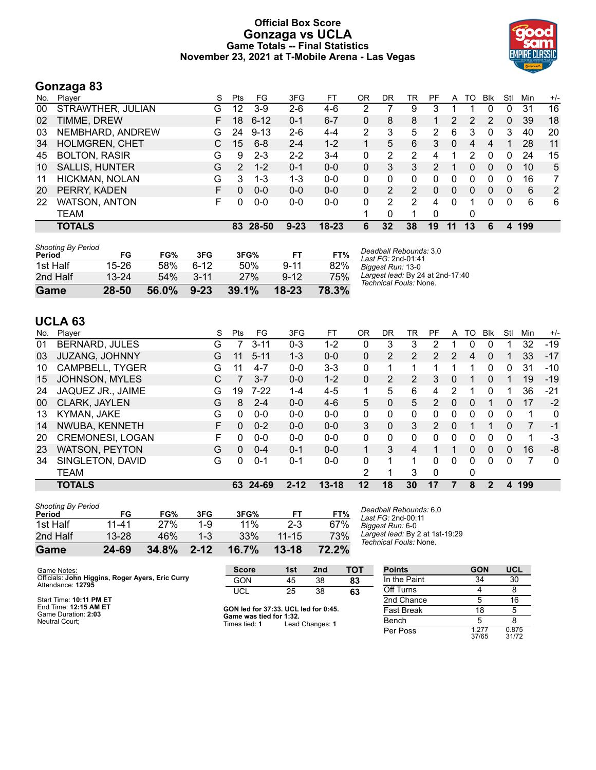# Official Box Score
## Gonzaga vs UCLA
### Game Totals -- Final Statistics
### November 23, 2021 at T-Mobile Arena - Las Vegas

## Gonzaga 83

| No. | Player | S | Pts | FG | 3FG | FT | OR | DR | TR | PF | A | TO | Blk | Stl | Min | +/- |
|---|---|---|---|---|---|---|---|---|---|---|---|---|---|---|---|---|
| 00 | STRAWTHER, JULIAN | G | 12 | 3-9 | 2-6 | 4-6 | 2 | 7 | 9 | 3 | 1 | 1 | 0 | 0 | 31 | 16 |
| 02 | TIMME, DREW | F | 18 | 6-12 | 0-1 | 6-7 | 0 | 8 | 8 | 1 | 2 | 2 | 2 | 0 | 39 | 18 |
| 03 | NEMBHARD, ANDREW | G | 24 | 9-13 | 2-6 | 4-4 | 2 | 3 | 5 | 2 | 6 | 3 | 0 | 3 | 40 | 20 |
| 34 | HOLMGREN, CHET | C | 15 | 6-8 | 2-4 | 1-2 | 1 | 5 | 6 | 3 | 0 | 4 | 4 | 1 | 28 | 11 |
| 45 | BOLTON, RASIR | G | 9 | 2-3 | 2-2 | 3-4 | 0 | 2 | 2 | 4 | 1 | 2 | 0 | 0 | 24 | 15 |
| 10 | SALLIS, HUNTER | G | 2 | 1-2 | 0-1 | 0-0 | 0 | 3 | 3 | 2 | 1 | 0 | 0 | 0 | 10 | 5 |
| 11 | HICKMAN, NOLAN | G | 3 | 1-3 | 1-3 | 0-0 | 0 | 0 | 0 | 0 | 0 | 0 | 0 | 0 | 16 | 7 |
| 20 | PERRY, KADEN | F | 0 | 0-0 | 0-0 | 0-0 | 0 | 2 | 2 | 0 | 0 | 0 | 0 | 0 | 6 | 2 |
| 22 | WATSON, ANTON | F | 0 | 0-0 | 0-0 | 0-0 | 0 | 2 | 2 | 4 | 0 | 1 | 0 | 0 | 6 | 6 |
| | TEAM | | | | | | 1 | 0 | 1 | 0 | | 0 | | | | |
| | **TOTALS** | | **83** | **28-50** | **9-23** | **18-23** | **6** | **32** | **38** | **19** | **11** | **13** | **6** | **4** | **199** | |

*Shooting By Period*

| Period | FG | FG% | 3FG | 3FG% | FT | FT% |
|---|---|---|---|---|---|---|
| 1st Half | 15-26 | 58% | 6-12 | 50% | 9-11 | 82% |
| 2nd Half | 13-24 | 54% | 3-11 | 27% | 9-12 | 75% |
| **Game** | **28-50** | **56.0%** | **9-23** | **39.1%** | **18-23** | **78.3%** |

*Deadball Rebounds:* 3,0
*Last FG:* 2nd-01:41
*Biggest Run:* 13-0
*Largest lead:* By 24 at 2nd-17:40
*Technical Fouls:* None.

## UCLA 63

| No. | Player | S | Pts | FG | 3FG | FT | OR | DR | TR | PF | A | TO | Blk | Stl | Min | +/- |
|---|---|---|---|---|---|---|---|---|---|---|---|---|---|---|---|---|
| 01 | BERNARD, JULES | G | 7 | 3-11 | 0-3 | 1-2 | 0 | 3 | 3 | 2 | 1 | 0 | 0 | 1 | 32 | -19 |
| 03 | JUZANG, JOHNNY | G | 11 | 5-11 | 1-3 | 0-0 | 0 | 2 | 2 | 2 | 2 | 4 | 0 | 1 | 33 | -17 |
| 10 | CAMPBELL, TYGER | G | 11 | 4-7 | 0-0 | 3-3 | 0 | 1 | 1 | 1 | 1 | 1 | 0 | 0 | 31 | -10 |
| 15 | JOHNSON, MYLES | C | 7 | 3-7 | 0-0 | 1-2 | 0 | 2 | 2 | 3 | 0 | 1 | 0 | 1 | 19 | -19 |
| 24 | JAQUEZ JR., JAIME | G | 19 | 7-22 | 1-4 | 4-5 | 1 | 5 | 6 | 4 | 2 | 1 | 0 | 1 | 36 | -21 |
| 00 | CLARK, JAYLEN | G | 8 | 2-4 | 0-0 | 4-6 | 5 | 0 | 5 | 2 | 0 | 0 | 1 | 0 | 17 | -2 |
| 13 | KYMAN, JAKE | G | 0 | 0-0 | 0-0 | 0-0 | 0 | 0 | 0 | 0 | 0 | 0 | 0 | 0 | 1 | 0 |
| 14 | NWUBA, KENNETH | F | 0 | 0-2 | 0-0 | 0-0 | 3 | 0 | 3 | 2 | 0 | 1 | 1 | 0 | 7 | -1 |
| 20 | CREMONESI, LOGAN | F | 0 | 0-0 | 0-0 | 0-0 | 0 | 0 | 0 | 0 | 0 | 0 | 0 | 0 | 1 | -3 |
| 23 | WATSON, PEYTON | G | 0 | 0-4 | 0-1 | 0-0 | 1 | 3 | 4 | 1 | 1 | 0 | 0 | 0 | 16 | -8 |
| 34 | SINGLETON, DAVID | G | 0 | 0-1 | 0-1 | 0-0 | 0 | 1 | 1 | 0 | 0 | 0 | 0 | 0 | 7 | 0 |
| | TEAM | | | | | | 2 | 1 | 3 | 0 | | 0 | | | | |
| | **TOTALS** | | **63** | **24-69** | **2-12** | **13-18** | **12** | **18** | **30** | **17** | **7** | **8** | **2** | **4** | **199** | |

*Shooting By Period*

| Period | FG | FG% | 3FG | 3FG% | FT | FT% |
|---|---|---|---|---|---|---|
| 1st Half | 11-41 | 27% | 1-9 | 11% | 2-3 | 67% |
| 2nd Half | 13-28 | 46% | 1-3 | 33% | 11-15 | 73% |
| **Game** | **24-69** | **34.8%** | **2-12** | **16.7%** | **13-18** | **72.2%** |

*Deadball Rebounds:* 6,0
*Last FG:* 2nd-00:11
*Biggest Run:* 6-0
*Largest lead:* By 2 at 1st-19:29
*Technical Fouls:* None.

Game Notes:
Officials: **John Higgins, Roger Ayers, Eric Curry**
Attendance: **12795**

Start Time: **10:11 PM ET**
End Time: **12:15 AM ET**
Game Duration: **2:03**
Neutral Court;

| Score | 1st | 2nd | TOT |
|---|---|---|---|
| GON | 45 | 38 | **83** |
| UCL | 25 | 38 | **63** |

**GON led for 37:33. UCL led for 0:45.**
**Game was tied for 1:32.**
Times tied: **1** Lead Changes: **1**

| Points | GON | UCL |
|---|---|---|
| In the Paint | 34 | 30 |
| Off Turns | 4 | 8 |
| 2nd Chance | 5 | 16 |
| Fast Break | 18 | 5 |
| Bench | 5 | 8 |
| Per Poss | 1.277 37/65 | 0.875 31/72 |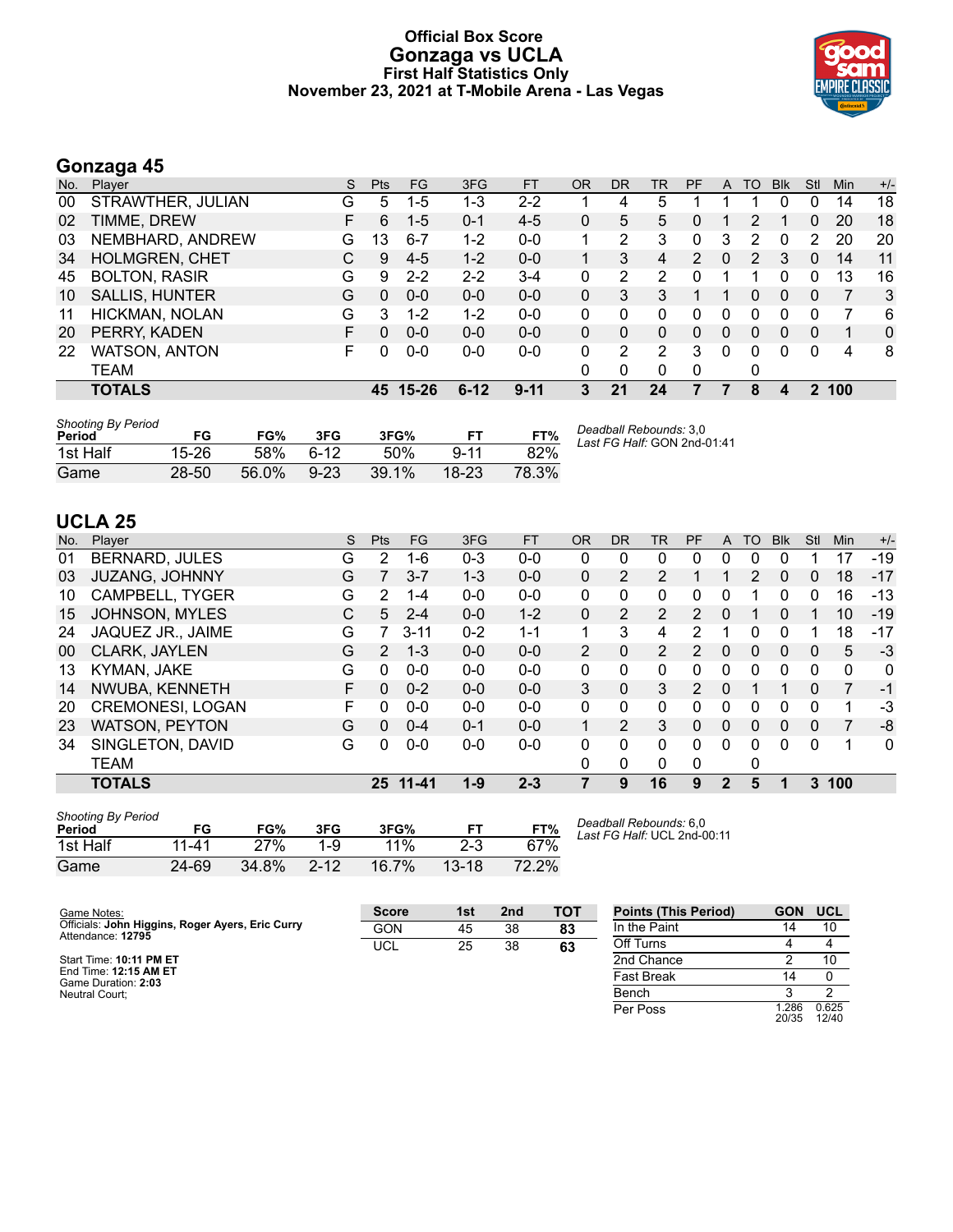# Official Box Score
# Gonzaga vs UCLA
### First Half Statistics Only
### November 23, 2021 at T-Mobile Arena - Las Vegas

## Gonzaga 45

| No. | Player | S | Pts | FG | 3FG | FT | OR | DR | TR | PF | A | TO | Blk | Stl | Min | +/- |
|---|---|---|---|---|---|---|---|---|---|---|---|---|---|---|---|---|
| 00 | STRAWTHER, JULIAN | G | 5 | 1-5 | 1-3 | 2-2 | 1 | 4 | 5 | 1 | 1 | 1 | 0 | 0 | 14 | 18 |
| 02 | TIMME, DREW | F | 6 | 1-5 | 0-1 | 4-5 | 0 | 5 | 5 | 0 | 1 | 2 | 1 | 0 | 20 | 18 |
| 03 | NEMBHARD, ANDREW | G | 13 | 6-7 | 1-2 | 0-0 | 1 | 2 | 3 | 0 | 3 | 2 | 0 | 2 | 20 | 20 |
| 34 | HOLMGREN, CHET | C | 9 | 4-5 | 1-2 | 0-0 | 1 | 3 | 4 | 2 | 0 | 2 | 3 | 0 | 14 | 11 |
| 45 | BOLTON, RASIR | G | 9 | 2-2 | 2-2 | 3-4 | 0 | 2 | 2 | 0 | 1 | 1 | 0 | 0 | 13 | 16 |
| 10 | SALLIS, HUNTER | G | 0 | 0-0 | 0-0 | 0-0 | 0 | 3 | 3 | 1 | 1 | 0 | 0 | 0 | 7 | 3 |
| 11 | HICKMAN, NOLAN | G | 3 | 1-2 | 1-2 | 0-0 | 0 | 0 | 0 | 0 | 0 | 0 | 0 | 0 | 7 | 6 |
| 20 | PERRY, KADEN | F | 0 | 0-0 | 0-0 | 0-0 | 0 | 0 | 0 | 0 | 0 | 0 | 0 | 0 | 1 | 0 |
| 22 | WATSON, ANTON | F | 0 | 0-0 | 0-0 | 0-0 | 0 | 2 | 2 | 3 | 0 | 0 | 0 | 0 | 4 | 8 |
| | TEAM | | | | | | 0 | 0 | 0 | 0 | | 0 | | | | |
| | **TOTALS** | | **45** | **15-26** | **6-12** | **9-11** | **3** | **21** | **24** | **7** | **7** | **8** | **4** | **2** | **100** | |

*Shooting By Period*

| Period | FG | FG% | 3FG | 3FG% | FT | FT% |
|---|---|---|---|---|---|---|
| 1st Half | 15-26 | 58% | 6-12 | 50% | 9-11 | 82% |
| Game | 28-50 | 56.0% | 9-23 | 39.1% | 18-23 | 78.3% |

*Deadball Rebounds:* 3,0
*Last FG Half:* GON 2nd-01:41

## UCLA 25

| No. | Player | S | Pts | FG | 3FG | FT | OR | DR | TR | PF | A | TO | Blk | Stl | Min | +/- |
|---|---|---|---|---|---|---|---|---|---|---|---|---|---|---|---|---|
| 01 | BERNARD, JULES | G | 2 | 1-6 | 0-3 | 0-0 | 0 | 0 | 0 | 0 | 0 | 0 | 0 | 1 | 17 | -19 |
| 03 | JUZANG, JOHNNY | G | 7 | 3-7 | 1-3 | 0-0 | 0 | 2 | 2 | 1 | 1 | 2 | 0 | 0 | 18 | -17 |
| 10 | CAMPBELL, TYGER | G | 2 | 1-4 | 0-0 | 0-0 | 0 | 0 | 0 | 0 | 0 | 1 | 0 | 0 | 16 | -13 |
| 15 | JOHNSON, MYLES | C | 5 | 2-4 | 0-0 | 1-2 | 0 | 2 | 2 | 2 | 0 | 1 | 0 | 1 | 10 | -19 |
| 24 | JAQUEZ JR., JAIME | G | 7 | 3-11 | 0-2 | 1-1 | 1 | 3 | 4 | 2 | 1 | 0 | 0 | 1 | 18 | -17 |
| 00 | CLARK, JAYLEN | G | 2 | 1-3 | 0-0 | 0-0 | 2 | 0 | 2 | 2 | 0 | 0 | 0 | 0 | 5 | -3 |
| 13 | KYMAN, JAKE | G | 0 | 0-0 | 0-0 | 0-0 | 0 | 0 | 0 | 0 | 0 | 0 | 0 | 0 | 0 | 0 |
| 14 | NWUBA, KENNETH | F | 0 | 0-2 | 0-0 | 0-0 | 3 | 0 | 3 | 2 | 0 | 1 | 1 | 0 | 7 | -1 |
| 20 | CREMONESI, LOGAN | F | 0 | 0-0 | 0-0 | 0-0 | 0 | 0 | 0 | 0 | 0 | 0 | 0 | 0 | 1 | -3 |
| 23 | WATSON, PEYTON | G | 0 | 0-4 | 0-1 | 0-0 | 1 | 2 | 3 | 0 | 0 | 0 | 0 | 0 | 7 | -8 |
| 34 | SINGLETON, DAVID | G | 0 | 0-0 | 0-0 | 0-0 | 0 | 0 | 0 | 0 | 0 | 0 | 0 | 0 | 1 | 0 |
| | TEAM | | | | | | 0 | 0 | 0 | 0 | | 0 | | | | |
| | **TOTALS** | | **25** | **11-41** | **1-9** | **2-3** | **7** | **9** | **16** | **9** | **2** | **5** | **1** | **3** | **100** | |

*Shooting By Period*

| Period | FG | FG% | 3FG | 3FG% | FT | FT% |
|---|---|---|---|---|---|---|
| 1st Half | 11-41 | 27% | 1-9 | 11% | 2-3 | 67% |
| Game | 24-69 | 34.8% | 2-12 | 16.7% | 13-18 | 72.2% |

*Deadball Rebounds:* 6,0
*Last FG Half:* UCL 2nd-00:11

Game Notes:
Officials: **John Higgins, Roger Ayers, Eric Curry**
Attendance: **12795**

Start Time: **10:11 PM ET**
End Time: **12:15 AM ET**
Game Duration: **2:03**
Neutral Court;

| Score | 1st | 2nd | TOT |
|---|---|---|---|
| GON | 45 | 38 | **83** |
| UCL | 25 | 38 | **63** |

| Points (This Period) | GON | UCL |
|---|---|---|
| In the Paint | 14 | 10 |
| Off Turns | 4 | 4 |
| 2nd Chance | 2 | 10 |
| Fast Break | 14 | 0 |
| Bench | 3 | 2 |
| Per Poss | 1.286 20/35 | 0.625 12/40 |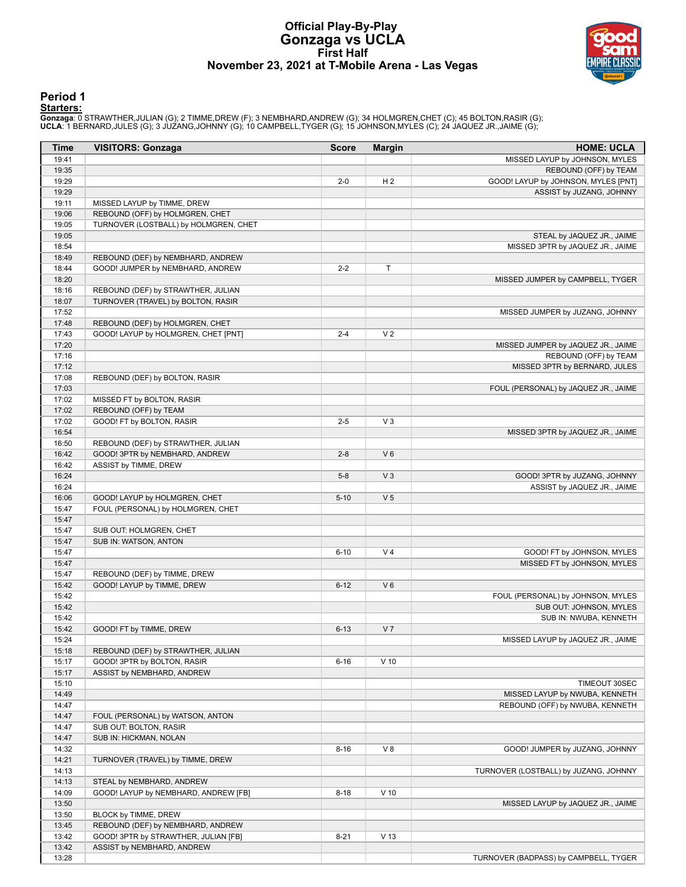# Official Play-By-Play
# Gonzaga vs UCLA
## First Half
## November 23, 2021 at T-Mobile Arena - Las Vegas

### Period 1

**Starters:**

**Gonzaga**: 0 STRAWTHER,JULIAN (G); 2 TIMME,DREW (F); 3 NEMBHARD,ANDREW (G); 34 HOLMGREN,CHET (C); 45 BOLTON,RASIR (G);
**UCLA**: 1 BERNARD,JULES (G); 3 JUZANG,JOHNNY (G); 10 CAMPBELL,TYGER (G); 15 JOHNSON,MYLES (C); 24 JAQUEZ JR.,JAIME (G);

| Time | VISITORS: Gonzaga | Score | Margin | HOME: UCLA |
|---|---|---|---|---|
| 19:41 | | | | MISSED LAYUP by JOHNSON, MYLES |
| 19:35 | | | | REBOUND (OFF) by TEAM |
| 19:29 | | 2-0 | H 2 | GOOD! LAYUP by JOHNSON, MYLES [PNT] |
| 19:29 | | | | ASSIST by JUZANG, JOHNNY |
| 19:11 | MISSED LAYUP by TIMME, DREW | | | |
| 19:06 | REBOUND (OFF) by HOLMGREN, CHET | | | |
| 19:05 | TURNOVER (LOSTBALL) by HOLMGREN, CHET | | | |
| 19:05 | | | | STEAL by JAQUEZ JR., JAIME |
| 18:54 | | | | MISSED 3PTR by JAQUEZ JR., JAIME |
| 18:49 | REBOUND (DEF) by NEMBHARD, ANDREW | | | |
| 18:44 | GOOD! JUMPER by NEMBHARD, ANDREW | 2-2 | T | |
| 18:20 | | | | MISSED JUMPER by CAMPBELL, TYGER |
| 18:16 | REBOUND (DEF) by STRAWTHER, JULIAN | | | |
| 18:07 | TURNOVER (TRAVEL) by BOLTON, RASIR | | | |
| 17:52 | | | | MISSED JUMPER by JUZANG, JOHNNY |
| 17:48 | REBOUND (DEF) by HOLMGREN, CHET | | | |
| 17:43 | GOOD! LAYUP by HOLMGREN, CHET [PNT] | 2-4 | V 2 | |
| 17:20 | | | | MISSED JUMPER by JAQUEZ JR., JAIME |
| 17:16 | | | | REBOUND (OFF) by TEAM |
| 17:12 | | | | MISSED 3PTR by BERNARD, JULES |
| 17:08 | REBOUND (DEF) by BOLTON, RASIR | | | |
| 17:03 | | | | FOUL (PERSONAL) by JAQUEZ JR., JAIME |
| 17:02 | MISSED FT by BOLTON, RASIR | | | |
| 17:02 | REBOUND (OFF) by TEAM | | | |
| 17:02 | GOOD! FT by BOLTON, RASIR | 2-5 | V 3 | |
| 16:54 | | | | MISSED 3PTR by JAQUEZ JR., JAIME |
| 16:50 | REBOUND (DEF) by STRAWTHER, JULIAN | | | |
| 16:42 | GOOD! 3PTR by NEMBHARD, ANDREW | 2-8 | V 6 | |
| 16:42 | ASSIST by TIMME, DREW | | | |
| 16:24 | | 5-8 | V 3 | GOOD! 3PTR by JUZANG, JOHNNY |
| 16:24 | | | | ASSIST by JAQUEZ JR., JAIME |
| 16:06 | GOOD! LAYUP by HOLMGREN, CHET | 5-10 | V 5 | |
| 15:47 | FOUL (PERSONAL) by HOLMGREN, CHET | | | |
| 15:47 | | | | |
| 15:47 | SUB OUT: HOLMGREN, CHET | | | |
| 15:47 | SUB IN: WATSON, ANTON | | | |
| 15:47 | | 6-10 | V 4 | GOOD! FT by JOHNSON, MYLES |
| 15:47 | | | | MISSED FT by JOHNSON, MYLES |
| 15:47 | REBOUND (DEF) by TIMME, DREW | | | |
| 15:42 | GOOD! LAYUP by TIMME, DREW | 6-12 | V 6 | |
| 15:42 | | | | FOUL (PERSONAL) by JOHNSON, MYLES |
| 15:42 | | | | SUB OUT: JOHNSON, MYLES |
| 15:42 | | | | SUB IN: NWUBA, KENNETH |
| 15:42 | GOOD! FT by TIMME, DREW | 6-13 | V 7 | |
| 15:24 | | | | MISSED LAYUP by JAQUEZ JR., JAIME |
| 15:18 | REBOUND (DEF) by STRAWTHER, JULIAN | | | |
| 15:17 | GOOD! 3PTR by BOLTON, RASIR | 6-16 | V 10 | |
| 15:17 | ASSIST by NEMBHARD, ANDREW | | | |
| 15:10 | | | | TIMEOUT 30SEC |
| 14:49 | | | | MISSED LAYUP by NWUBA, KENNETH |
| 14:47 | | | | REBOUND (OFF) by NWUBA, KENNETH |
| 14:47 | FOUL (PERSONAL) by WATSON, ANTON | | | |
| 14:47 | SUB OUT: BOLTON, RASIR | | | |
| 14:47 | SUB IN: HICKMAN, NOLAN | | | |
| 14:32 | | 8-16 | V 8 | GOOD! JUMPER by JUZANG, JOHNNY |
| 14:21 | TURNOVER (TRAVEL) by TIMME, DREW | | | |
| 14:13 | | | | TURNOVER (LOSTBALL) by JUZANG, JOHNNY |
| 14:13 | STEAL by NEMBHARD, ANDREW | | | |
| 14:09 | GOOD! LAYUP by NEMBHARD, ANDREW [FB] | 8-18 | V 10 | |
| 13:50 | | | | MISSED LAYUP by JAQUEZ JR., JAIME |
| 13:50 | BLOCK by TIMME, DREW | | | |
| 13:45 | REBOUND (DEF) by NEMBHARD, ANDREW | | | |
| 13:42 | GOOD! 3PTR by STRAWTHER, JULIAN [FB] | 8-21 | V 13 | |
| 13:42 | ASSIST by NEMBHARD, ANDREW | | | |
| 13:28 | | | | TURNOVER (BADPASS) by CAMPBELL, TYGER |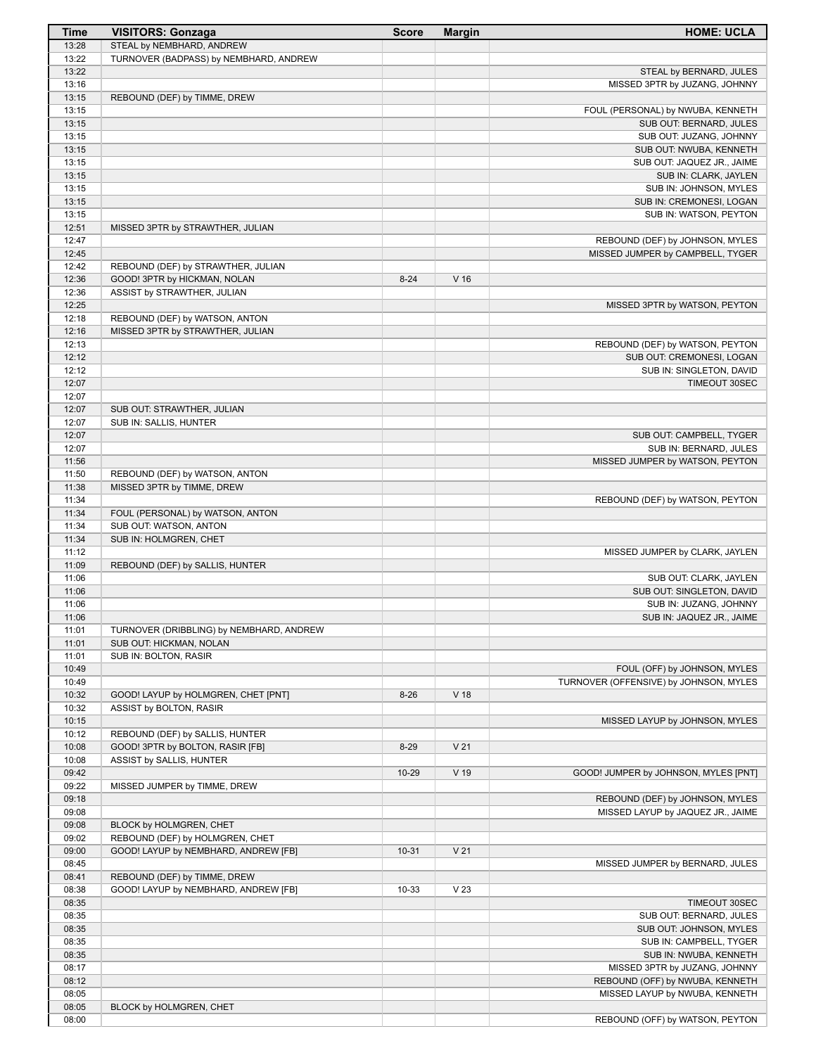| Time | VISITORS: Gonzaga | Score | Margin | HOME: UCLA |
|---|---|---|---|---|
| 13:28 | STEAL by NEMBHARD, ANDREW | | | |
| 13:22 | TURNOVER (BADPASS) by NEMBHARD, ANDREW | | | |
| 13:22 | | | | STEAL by BERNARD, JULES |
| 13:16 | | | | MISSED 3PTR by JUZANG, JOHNNY |
| 13:15 | REBOUND (DEF) by TIMME, DREW | | | |
| 13:15 | | | | FOUL (PERSONAL) by NWUBA, KENNETH |
| 13:15 | | | | SUB OUT: BERNARD, JULES |
| 13:15 | | | | SUB OUT: JUZANG, JOHNNY |
| 13:15 | | | | SUB OUT: NWUBA, KENNETH |
| 13:15 | | | | SUB OUT: JAQUEZ JR., JAIME |
| 13:15 | | | | SUB IN: CLARK, JAYLEN |
| 13:15 | | | | SUB IN: JOHNSON, MYLES |
| 13:15 | | | | SUB IN: CREMONESI, LOGAN |
| 13:15 | | | | SUB IN: WATSON, PEYTON |
| 12:51 | MISSED 3PTR by STRAWTHER, JULIAN | | | |
| 12:47 | | | | REBOUND (DEF) by JOHNSON, MYLES |
| 12:45 | | | | MISSED JUMPER by CAMPBELL, TYGER |
| 12:42 | REBOUND (DEF) by STRAWTHER, JULIAN | | | |
| 12:36 | GOOD! 3PTR by HICKMAN, NOLAN | 8-24 | V 16 | |
| 12:36 | ASSIST by STRAWTHER, JULIAN | | | |
| 12:25 | | | | MISSED 3PTR by WATSON, PEYTON |
| 12:18 | REBOUND (DEF) by WATSON, ANTON | | | |
| 12:16 | MISSED 3PTR by STRAWTHER, JULIAN | | | |
| 12:13 | | | | REBOUND (DEF) by WATSON, PEYTON |
| 12:12 | | | | SUB OUT: CREMONESI, LOGAN |
| 12:12 | | | | SUB IN: SINGLETON, DAVID |
| 12:07 | | | | TIMEOUT 30SEC |
| 12:07 | | | | |
| 12:07 | SUB OUT: STRAWTHER, JULIAN | | | |
| 12:07 | SUB IN: SALLIS, HUNTER | | | |
| 12:07 | | | | SUB OUT: CAMPBELL, TYGER |
| 12:07 | | | | SUB IN: BERNARD, JULES |
| 11:56 | | | | MISSED JUMPER by WATSON, PEYTON |
| 11:50 | REBOUND (DEF) by WATSON, ANTON | | | |
| 11:38 | MISSED 3PTR by TIMME, DREW | | | |
| 11:34 | | | | REBOUND (DEF) by WATSON, PEYTON |
| 11:34 | FOUL (PERSONAL) by WATSON, ANTON | | | |
| 11:34 | SUB OUT: WATSON, ANTON | | | |
| 11:34 | SUB IN: HOLMGREN, CHET | | | |
| 11:12 | | | | MISSED JUMPER by CLARK, JAYLEN |
| 11:09 | REBOUND (DEF) by SALLIS, HUNTER | | | |
| 11:06 | | | | SUB OUT: CLARK, JAYLEN |
| 11:06 | | | | SUB OUT: SINGLETON, DAVID |
| 11:06 | | | | SUB IN: JUZANG, JOHNNY |
| 11:06 | | | | SUB IN: JAQUEZ JR., JAIME |
| 11:01 | TURNOVER (DRIBBLING) by NEMBHARD, ANDREW | | | |
| 11:01 | SUB OUT: HICKMAN, NOLAN | | | |
| 11:01 | SUB IN: BOLTON, RASIR | | | |
| 10:49 | | | | FOUL (OFF) by JOHNSON, MYLES |
| 10:49 | | | | TURNOVER (OFFENSIVE) by JOHNSON, MYLES |
| 10:32 | GOOD! LAYUP by HOLMGREN, CHET [PNT] | 8-26 | V 18 | |
| 10:32 | ASSIST by BOLTON, RASIR | | | |
| 10:15 | | | | MISSED LAYUP by JOHNSON, MYLES |
| 10:12 | REBOUND (DEF) by SALLIS, HUNTER | | | |
| 10:08 | GOOD! 3PTR by BOLTON, RASIR [FB] | 8-29 | V 21 | |
| 10:08 | ASSIST by SALLIS, HUNTER | | | |
| 09:42 | | 10-29 | V 19 | GOOD! JUMPER by JOHNSON, MYLES [PNT] |
| 09:22 | MISSED JUMPER by TIMME, DREW | | | |
| 09:18 | | | | REBOUND (DEF) by JOHNSON, MYLES |
| 09:08 | | | | MISSED LAYUP by JAQUEZ JR., JAIME |
| 09:08 | BLOCK by HOLMGREN, CHET | | | |
| 09:02 | REBOUND (DEF) by HOLMGREN, CHET | | | |
| 09:00 | GOOD! LAYUP by NEMBHARD, ANDREW [FB] | 10-31 | V 21 | |
| 08:45 | | | | MISSED JUMPER by BERNARD, JULES |
| 08:41 | REBOUND (DEF) by TIMME, DREW | | | |
| 08:38 | GOOD! LAYUP by NEMBHARD, ANDREW [FB] | 10-33 | V 23 | |
| 08:35 | | | | TIMEOUT 30SEC |
| 08:35 | | | | SUB OUT: BERNARD, JULES |
| 08:35 | | | | SUB OUT: JOHNSON, MYLES |
| 08:35 | | | | SUB IN: CAMPBELL, TYGER |
| 08:35 | | | | SUB IN: NWUBA, KENNETH |
| 08:17 | | | | MISSED 3PTR by JUZANG, JOHNNY |
| 08:12 | | | | REBOUND (OFF) by NWUBA, KENNETH |
| 08:05 | | | | MISSED LAYUP by NWUBA, KENNETH |
| 08:05 | BLOCK by HOLMGREN, CHET | | | |
| 08:00 | | | | REBOUND (OFF) by WATSON, PEYTON |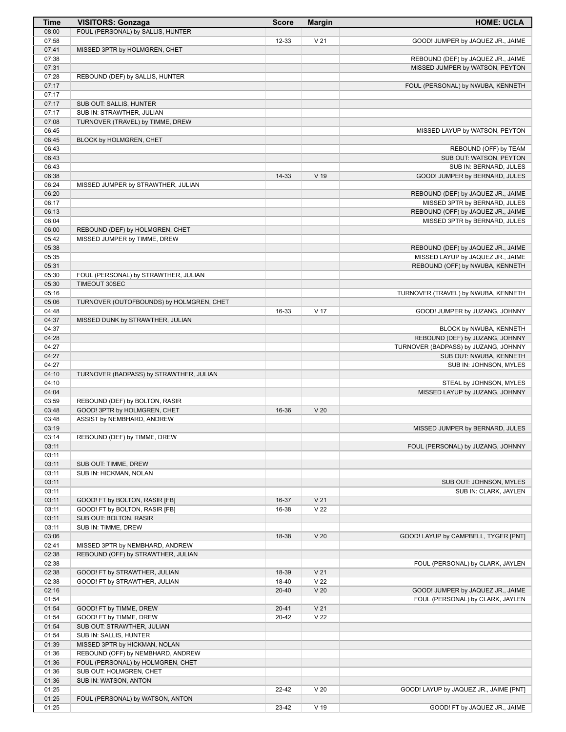| Time | VISITORS: Gonzaga | Score | Margin | HOME: UCLA |
| --- | --- | --- | --- | --- |
| 08:00 | FOUL (PERSONAL) by SALLIS, HUNTER | | | |
| 07:58 | | 12-33 | V 21 | GOOD! JUMPER by JAQUEZ JR., JAIME |
| 07:41 | MISSED 3PTR by HOLMGREN, CHET | | | |
| 07:38 | | | | REBOUND (DEF) by JAQUEZ JR., JAIME |
| 07:31 | | | | MISSED JUMPER by WATSON, PEYTON |
| 07:28 | REBOUND (DEF) by SALLIS, HUNTER | | | |
| 07:17 | | | | FOUL (PERSONAL) by NWUBA, KENNETH |
| 07:17 | | | | |
| 07:17 | SUB OUT: SALLIS, HUNTER | | | |
| 07:17 | SUB IN: STRAWTHER, JULIAN | | | |
| 07:08 | TURNOVER (TRAVEL) by TIMME, DREW | | | |
| 06:45 | | | | MISSED LAYUP by WATSON, PEYTON |
| 06:45 | BLOCK by HOLMGREN, CHET | | | |
| 06:43 | | | | REBOUND (OFF) by TEAM |
| 06:43 | | | | SUB OUT: WATSON, PEYTON |
| 06:43 | | | | SUB IN: BERNARD, JULES |
| 06:38 | | 14-33 | V 19 | GOOD! JUMPER by BERNARD, JULES |
| 06:24 | MISSED JUMPER by STRAWTHER, JULIAN | | | |
| 06:20 | | | | REBOUND (DEF) by JAQUEZ JR., JAIME |
| 06:17 | | | | MISSED 3PTR by BERNARD, JULES |
| 06:13 | | | | REBOUND (OFF) by JAQUEZ JR., JAIME |
| 06:04 | | | | MISSED 3PTR by BERNARD, JULES |
| 06:00 | REBOUND (DEF) by HOLMGREN, CHET | | | |
| 05:42 | MISSED JUMPER by TIMME, DREW | | | |
| 05:38 | | | | REBOUND (DEF) by JAQUEZ JR., JAIME |
| 05:35 | | | | MISSED LAYUP by JAQUEZ JR., JAIME |
| 05:31 | | | | REBOUND (OFF) by NWUBA, KENNETH |
| 05:30 | FOUL (PERSONAL) by STRAWTHER, JULIAN | | | |
| 05:30 | TIMEOUT 30SEC | | | |
| 05:16 | | | | TURNOVER (TRAVEL) by NWUBA, KENNETH |
| 05:06 | TURNOVER (OUTOFBOUNDS) by HOLMGREN, CHET | | | |
| 04:48 | | 16-33 | V 17 | GOOD! JUMPER by JUZANG, JOHNNY |
| 04:37 | MISSED DUNK by STRAWTHER, JULIAN | | | |
| 04:37 | | | | BLOCK by NWUBA, KENNETH |
| 04:28 | | | | REBOUND (DEF) by JUZANG, JOHNNY |
| 04:27 | | | | TURNOVER (BADPASS) by JUZANG, JOHNNY |
| 04:27 | | | | SUB OUT: NWUBA, KENNETH |
| 04:27 | | | | SUB IN: JOHNSON, MYLES |
| 04:10 | TURNOVER (BADPASS) by STRAWTHER, JULIAN | | | |
| 04:10 | | | | STEAL by JOHNSON, MYLES |
| 04:04 | | | | MISSED LAYUP by JUZANG, JOHNNY |
| 03:59 | REBOUND (DEF) by BOLTON, RASIR | | | |
| 03:48 | GOOD! 3PTR by HOLMGREN, CHET | 16-36 | V 20 | |
| 03:48 | ASSIST by NEMBHARD, ANDREW | | | |
| 03:19 | | | | MISSED JUMPER by BERNARD, JULES |
| 03:14 | REBOUND (DEF) by TIMME, DREW | | | |
| 03:11 | | | | FOUL (PERSONAL) by JUZANG, JOHNNY |
| 03:11 | | | | |
| 03:11 | SUB OUT: TIMME, DREW | | | |
| 03:11 | SUB IN: HICKMAN, NOLAN | | | |
| 03:11 | | | | SUB OUT: JOHNSON, MYLES |
| 03:11 | | | | SUB IN: CLARK, JAYLEN |
| 03:11 | GOOD! FT by BOLTON, RASIR [FB] | 16-37 | V 21 | |
| 03:11 | GOOD! FT by BOLTON, RASIR [FB] | 16-38 | V 22 | |
| 03:11 | SUB OUT: BOLTON, RASIR | | | |
| 03:11 | SUB IN: TIMME, DREW | | | |
| 03:06 | | 18-38 | V 20 | GOOD! LAYUP by CAMPBELL, TYGER [PNT] |
| 02:41 | MISSED 3PTR by NEMBHARD, ANDREW | | | |
| 02:38 | REBOUND (OFF) by STRAWTHER, JULIAN | | | |
| 02:38 | | | | FOUL (PERSONAL) by CLARK, JAYLEN |
| 02:38 | GOOD! FT by STRAWTHER, JULIAN | 18-39 | V 21 | |
| 02:38 | GOOD! FT by STRAWTHER, JULIAN | 18-40 | V 22 | |
| 02:16 | | 20-40 | V 20 | GOOD! JUMPER by JAQUEZ JR., JAIME |
| 01:54 | | | | FOUL (PERSONAL) by CLARK, JAYLEN |
| 01:54 | GOOD! FT by TIMME, DREW | 20-41 | V 21 | |
| 01:54 | GOOD! FT by TIMME, DREW | 20-42 | V 22 | |
| 01:54 | SUB OUT: STRAWTHER, JULIAN | | | |
| 01:54 | SUB IN: SALLIS, HUNTER | | | |
| 01:39 | MISSED 3PTR by HICKMAN, NOLAN | | | |
| 01:36 | REBOUND (OFF) by NEMBHARD, ANDREW | | | |
| 01:36 | FOUL (PERSONAL) by HOLMGREN, CHET | | | |
| 01:36 | SUB OUT: HOLMGREN, CHET | | | |
| 01:36 | SUB IN: WATSON, ANTON | | | |
| 01:25 | | 22-42 | V 20 | GOOD! LAYUP by JAQUEZ JR., JAIME [PNT] |
| 01:25 | FOUL (PERSONAL) by WATSON, ANTON | | | |
| 01:25 | | 23-42 | V 19 | GOOD! FT by JAQUEZ JR., JAIME |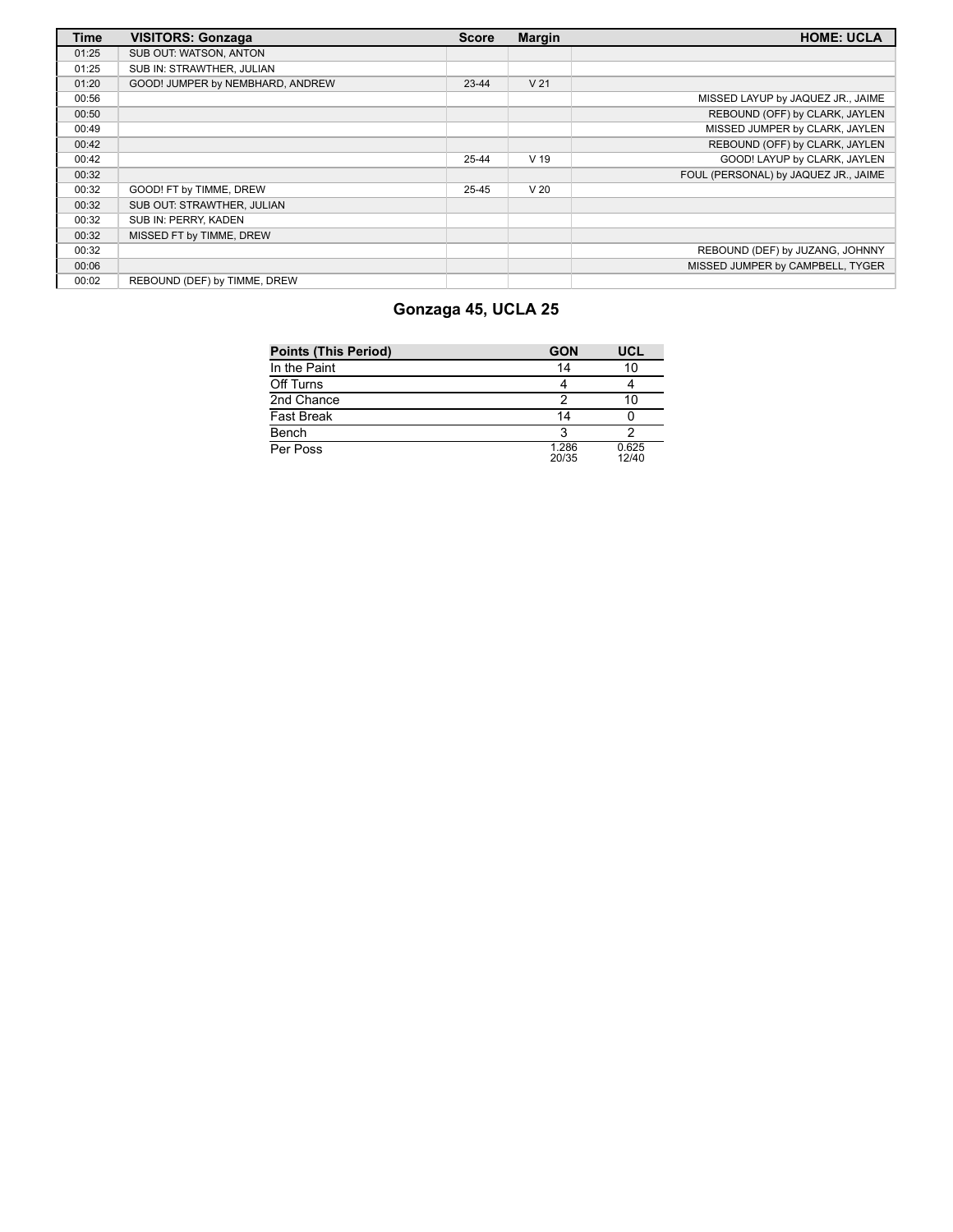| Time | VISITORS: Gonzaga | Score | Margin | HOME: UCLA |
| --- | --- | --- | --- | --- |
| 01:25 | SUB OUT: WATSON, ANTON | | | |
| 01:25 | SUB IN: STRAWTHER, JULIAN | | | |
| 01:20 | GOOD! JUMPER by NEMBHARD, ANDREW | 23-44 | V 21 | |
| 00:56 | | | | MISSED LAYUP by JAQUEZ JR., JAIME |
| 00:50 | | | | REBOUND (OFF) by CLARK, JAYLEN |
| 00:49 | | | | MISSED JUMPER by CLARK, JAYLEN |
| 00:42 | | | | REBOUND (OFF) by CLARK, JAYLEN |
| 00:42 | | 25-44 | V 19 | GOOD! LAYUP by CLARK, JAYLEN |
| 00:32 | | | | FOUL (PERSONAL) by JAQUEZ JR., JAIME |
| 00:32 | GOOD! FT by TIMME, DREW | 25-45 | V 20 | |
| 00:32 | SUB OUT: STRAWTHER, JULIAN | | | |
| 00:32 | SUB IN: PERRY, KADEN | | | |
| 00:32 | MISSED FT by TIMME, DREW | | | |
| 00:32 | | | | REBOUND (DEF) by JUZANG, JOHNNY |
| 00:06 | | | | MISSED JUMPER by CAMPBELL, TYGER |
| 00:02 | REBOUND (DEF) by TIMME, DREW | | | |

## Gonzaga 45, UCLA 25

| Points (This Period) | GON | UCL |
| --- | --- | --- |
| In the Paint | 14 | 10 |
| Off Turns | 4 | 4 |
| 2nd Chance | 2 | 10 |
| Fast Break | 14 | 0 |
| Bench | 3 | 2 |
| Per Poss | 1.286 20/35 | 0.625 12/40 |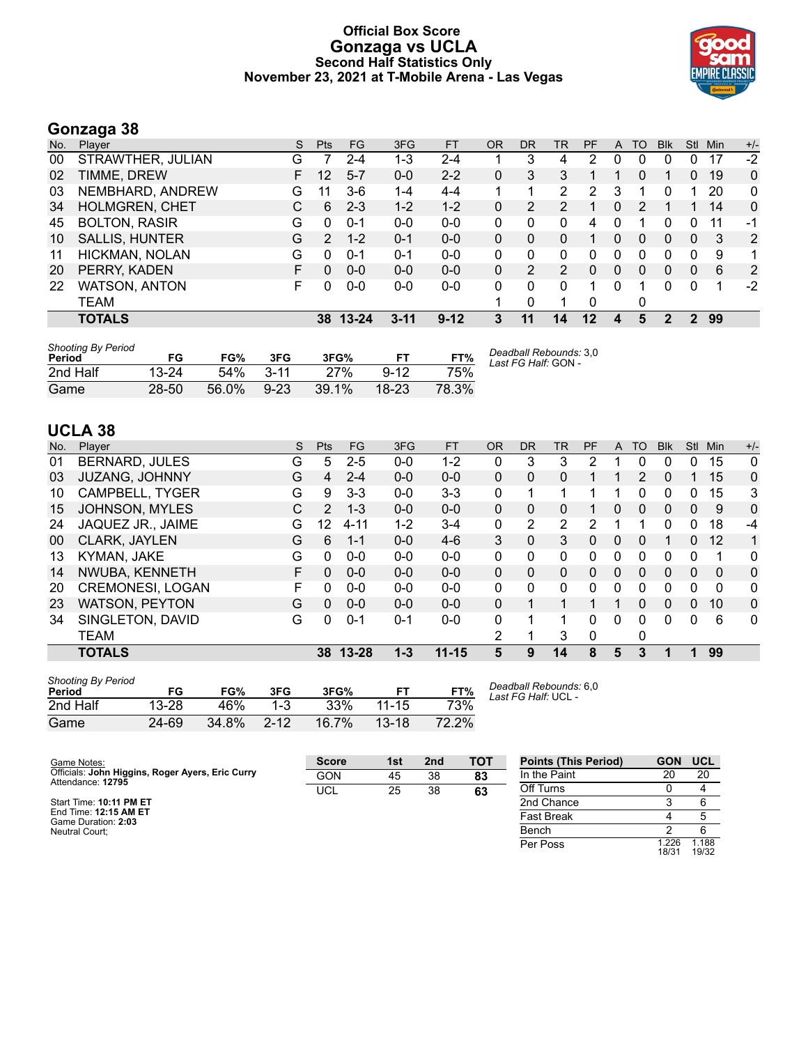# Official Box Score
## Gonzaga vs UCLA
### Second Half Statistics Only
### November 23, 2021 at T-Mobile Arena - Las Vegas

## Gonzaga 38

| No. | Player | S | Pts | FG | 3FG | FT | OR | DR | TR | PF | A | TO | Blk | Stl | Min | +/- |
|---|---|---|---|---|---|---|---|---|---|---|---|---|---|---|---|---|
| 00 | STRAWTHER, JULIAN | G | 7 | 2-4 | 1-3 | 2-4 | 1 | 3 | 4 | 2 | 0 | 0 | 0 | 0 | 17 | -2 |
| 02 | TIMME, DREW | F | 12 | 5-7 | 0-0 | 2-2 | 0 | 3 | 3 | 1 | 1 | 0 | 1 | 0 | 19 | 0 |
| 03 | NEMBHARD, ANDREW | G | 11 | 3-6 | 1-4 | 4-4 | 1 | 1 | 2 | 2 | 3 | 1 | 0 | 1 | 20 | 0 |
| 34 | HOLMGREN, CHET | C | 6 | 2-3 | 1-2 | 1-2 | 0 | 2 | 2 | 1 | 0 | 2 | 1 | 1 | 14 | 0 |
| 45 | BOLTON, RASIR | G | 0 | 0-1 | 0-0 | 0-0 | 0 | 0 | 0 | 4 | 0 | 1 | 0 | 0 | 11 | -1 |
| 10 | SALLIS, HUNTER | G | 2 | 1-2 | 0-1 | 0-0 | 0 | 0 | 0 | 1 | 0 | 0 | 0 | 0 | 3 | 2 |
| 11 | HICKMAN, NOLAN | G | 0 | 0-1 | 0-1 | 0-0 | 0 | 0 | 0 | 0 | 0 | 0 | 0 | 0 | 9 | 1 |
| 20 | PERRY, KADEN | F | 0 | 0-0 | 0-0 | 0-0 | 0 | 2 | 2 | 0 | 0 | 0 | 0 | 0 | 6 | 2 |
| 22 | WATSON, ANTON | F | 0 | 0-0 | 0-0 | 0-0 | 0 | 0 | 0 | 1 | 0 | 1 | 0 | 0 | 1 | -2 |
| | TEAM | | | | | | 1 | 0 | 1 | 0 | | 0 | | | | |
| | **TOTALS** | | **38** | **13-24** | **3-11** | **9-12** | **3** | **11** | **14** | **12** | **4** | **5** | **2** | **2** | **99** | |

*Shooting By Period*

| Period | FG | FG% | 3FG | 3FG% | FT | FT% |
|---|---|---|---|---|---|---|
| 2nd Half | 13-24 | 54% | 3-11 | 27% | 9-12 | 75% |
| Game | 28-50 | 56.0% | 9-23 | 39.1% | 18-23 | 78.3% |

*Deadball Rebounds:* 3,0
*Last FG Half:* GON -

## UCLA 38

| No. | Player | S | Pts | FG | 3FG | FT | OR | DR | TR | PF | A | TO | Blk | Stl | Min | +/- |
|---|---|---|---|---|---|---|---|---|---|---|---|---|---|---|---|---|
| 01 | BERNARD, JULES | G | 5 | 2-5 | 0-0 | 1-2 | 0 | 3 | 3 | 2 | 1 | 0 | 0 | 0 | 15 | 0 |
| 03 | JUZANG, JOHNNY | G | 4 | 2-4 | 0-0 | 0-0 | 0 | 0 | 0 | 1 | 1 | 2 | 0 | 1 | 15 | 0 |
| 10 | CAMPBELL, TYGER | G | 9 | 3-3 | 0-0 | 3-3 | 0 | 1 | 1 | 1 | 1 | 0 | 0 | 0 | 15 | 3 |
| 15 | JOHNSON, MYLES | C | 2 | 1-3 | 0-0 | 0-0 | 0 | 0 | 0 | 1 | 0 | 0 | 0 | 0 | 9 | 0 |
| 24 | JAQUEZ JR., JAIME | G | 12 | 4-11 | 1-2 | 3-4 | 0 | 2 | 2 | 2 | 1 | 1 | 0 | 0 | 18 | -4 |
| 00 | CLARK, JAYLEN | G | 6 | 1-1 | 0-0 | 4-6 | 3 | 0 | 3 | 0 | 0 | 0 | 1 | 0 | 12 | 1 |
| 13 | KYMAN, JAKE | G | 0 | 0-0 | 0-0 | 0-0 | 0 | 0 | 0 | 0 | 0 | 0 | 0 | 0 | 1 | 0 |
| 14 | NWUBA, KENNETH | F | 0 | 0-0 | 0-0 | 0-0 | 0 | 0 | 0 | 0 | 0 | 0 | 0 | 0 | 0 | 0 |
| 20 | CREMONESI, LOGAN | F | 0 | 0-0 | 0-0 | 0-0 | 0 | 0 | 0 | 0 | 0 | 0 | 0 | 0 | 0 | 0 |
| 23 | WATSON, PEYTON | G | 0 | 0-0 | 0-0 | 0-0 | 0 | 1 | 1 | 1 | 1 | 0 | 0 | 0 | 10 | 0 |
| 34 | SINGLETON, DAVID | G | 0 | 0-1 | 0-1 | 0-0 | 0 | 1 | 1 | 0 | 0 | 0 | 0 | 0 | 6 | 0 |
| | TEAM | | | | | | 2 | 1 | 3 | 0 | | 0 | | | | |
| | **TOTALS** | | **38** | **13-28** | **1-3** | **11-15** | **5** | **9** | **14** | **8** | **5** | **3** | **1** | **1** | **99** | |

*Shooting By Period*

| Period | FG | FG% | 3FG | 3FG% | FT | FT% |
|---|---|---|---|---|---|---|
| 2nd Half | 13-28 | 46% | 1-3 | 33% | 11-15 | 73% |
| Game | 24-69 | 34.8% | 2-12 | 16.7% | 13-18 | 72.2% |

*Deadball Rebounds:* 6,0
*Last FG Half:* UCL -

Game Notes:
Officials: **John Higgins, Roger Ayers, Eric Curry**
Attendance: **12795**

Start Time: **10:11 PM ET**
End Time: **12:15 AM ET**
Game Duration: **2:03**
Neutral Court;

| Score | 1st | 2nd | TOT |
|---|---|---|---|
| GON | 45 | 38 | **83** |
| UCL | 25 | 38 | **63** |

| Points (This Period) | GON | UCL |
|---|---|---|
| In the Paint | 20 | 20 |
| Off Turns | 0 | 4 |
| 2nd Chance | 3 | 6 |
| Fast Break | 4 | 5 |
| Bench | 2 | 6 |
| Per Poss | 1.226 18/31 | 1.188 19/32 |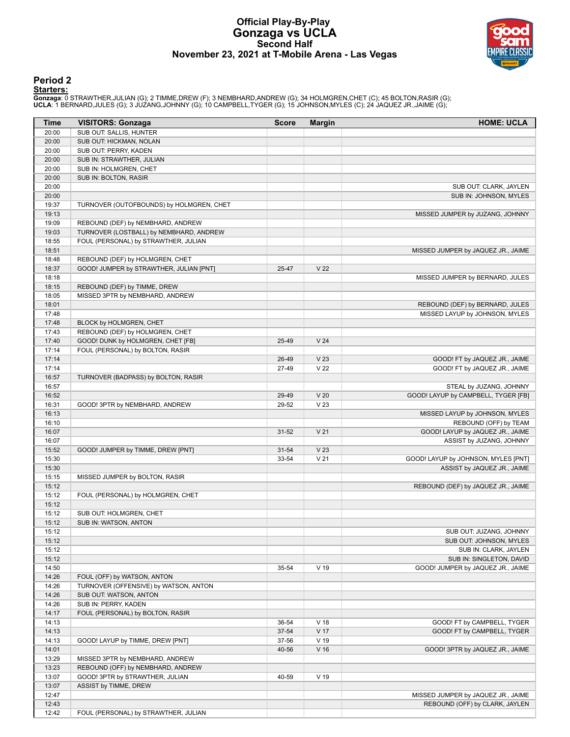# Official Play-By-Play
# Gonzaga vs UCLA
## Second Half
## November 23, 2021 at T-Mobile Arena - Las Vegas

### Period 2

**Starters:**

**Gonzaga**: 0 STRAWTHER,JULIAN (G); 2 TIMME,DREW (F); 3 NEMBHARD,ANDREW (G); 34 HOLMGREN,CHET (C); 45 BOLTON,RASIR (G);
**UCLA**: 1 BERNARD,JULES (G); 3 JUZANG,JOHNNY (G); 10 CAMPBELL,TYGER (G); 15 JOHNSON,MYLES (C); 24 JAQUEZ JR.,JAIME (G);

| Time | VISITORS: Gonzaga | Score | Margin | HOME: UCLA |
|---|---|---|---|---|
| 20:00 | SUB OUT: SALLIS, HUNTER | | | |
| 20:00 | SUB OUT: HICKMAN, NOLAN | | | |
| 20:00 | SUB OUT: PERRY, KADEN | | | |
| 20:00 | SUB IN: STRAWTHER, JULIAN | | | |
| 20:00 | SUB IN: HOLMGREN, CHET | | | |
| 20:00 | SUB IN: BOLTON, RASIR | | | |
| 20:00 | | | | SUB OUT: CLARK, JAYLEN |
| 20:00 | | | | SUB IN: JOHNSON, MYLES |
| 19:37 | TURNOVER (OUTOFBOUNDS) by HOLMGREN, CHET | | | |
| 19:13 | | | | MISSED JUMPER by JUZANG, JOHNNY |
| 19:09 | REBOUND (DEF) by NEMBHARD, ANDREW | | | |
| 19:03 | TURNOVER (LOSTBALL) by NEMBHARD, ANDREW | | | |
| 18:55 | FOUL (PERSONAL) by STRAWTHER, JULIAN | | | |
| 18:51 | | | | MISSED JUMPER by JAQUEZ JR., JAIME |
| 18:48 | REBOUND (DEF) by HOLMGREN, CHET | | | |
| 18:37 | GOOD! JUMPER by STRAWTHER, JULIAN [PNT] | 25-47 | V 22 | |
| 18:18 | | | | MISSED JUMPER by BERNARD, JULES |
| 18:15 | REBOUND (DEF) by TIMME, DREW | | | |
| 18:05 | MISSED 3PTR by NEMBHARD, ANDREW | | | |
| 18:01 | | | | REBOUND (DEF) by BERNARD, JULES |
| 17:48 | | | | MISSED LAYUP by JOHNSON, MYLES |
| 17:48 | BLOCK by HOLMGREN, CHET | | | |
| 17:43 | REBOUND (DEF) by HOLMGREN, CHET | | | |
| 17:40 | GOOD! DUNK by HOLMGREN, CHET [FB] | 25-49 | V 24 | |
| 17:14 | FOUL (PERSONAL) by BOLTON, RASIR | | | |
| 17:14 | | 26-49 | V 23 | GOOD! FT by JAQUEZ JR., JAIME |
| 17:14 | | 27-49 | V 22 | GOOD! FT by JAQUEZ JR., JAIME |
| 16:57 | TURNOVER (BADPASS) by BOLTON, RASIR | | | |
| 16:57 | | | | STEAL by JUZANG, JOHNNY |
| 16:52 | | 29-49 | V 20 | GOOD! LAYUP by CAMPBELL, TYGER [FB] |
| 16:31 | GOOD! 3PTR by NEMBHARD, ANDREW | 29-52 | V 23 | |
| 16:13 | | | | MISSED LAYUP by JOHNSON, MYLES |
| 16:10 | | | | REBOUND (OFF) by TEAM |
| 16:07 | | 31-52 | V 21 | GOOD! LAYUP by JAQUEZ JR., JAIME |
| 16:07 | | | | ASSIST by JUZANG, JOHNNY |
| 15:52 | GOOD! JUMPER by TIMME, DREW [PNT] | 31-54 | V 23 | |
| 15:30 | | 33-54 | V 21 | GOOD! LAYUP by JOHNSON, MYLES [PNT] |
| 15:30 | | | | ASSIST by JAQUEZ JR., JAIME |
| 15:15 | MISSED JUMPER by BOLTON, RASIR | | | |
| 15:12 | | | | REBOUND (DEF) by JAQUEZ JR., JAIME |
| 15:12 | FOUL (PERSONAL) by HOLMGREN, CHET | | | |
| 15:12 | | | | |
| 15:12 | SUB OUT: HOLMGREN, CHET | | | |
| 15:12 | SUB IN: WATSON, ANTON | | | |
| 15:12 | | | | SUB OUT: JUZANG, JOHNNY |
| 15:12 | | | | SUB OUT: JOHNSON, MYLES |
| 15:12 | | | | SUB IN: CLARK, JAYLEN |
| 15:12 | | | | SUB IN: SINGLETON, DAVID |
| 14:50 | | 35-54 | V 19 | GOOD! JUMPER by JAQUEZ JR., JAIME |
| 14:26 | FOUL (OFF) by WATSON, ANTON | | | |
| 14:26 | TURNOVER (OFFENSIVE) by WATSON, ANTON | | | |
| 14:26 | SUB OUT: WATSON, ANTON | | | |
| 14:26 | SUB IN: PERRY, KADEN | | | |
| 14:17 | FOUL (PERSONAL) by BOLTON, RASIR | | | |
| 14:13 | | 36-54 | V 18 | GOOD! FT by CAMPBELL, TYGER |
| 14:13 | | 37-54 | V 17 | GOOD! FT by CAMPBELL, TYGER |
| 14:13 | GOOD! LAYUP by TIMME, DREW [PNT] | 37-56 | V 19 | |
| 14:01 | | 40-56 | V 16 | GOOD! 3PTR by JAQUEZ JR., JAIME |
| 13:29 | MISSED 3PTR by NEMBHARD, ANDREW | | | |
| 13:23 | REBOUND (OFF) by NEMBHARD, ANDREW | | | |
| 13:07 | GOOD! 3PTR by STRAWTHER, JULIAN | 40-59 | V 19 | |
| 13:07 | ASSIST by TIMME, DREW | | | |
| 12:47 | | | | MISSED JUMPER by JAQUEZ JR., JAIME |
| 12:43 | | | | REBOUND (OFF) by CLARK, JAYLEN |
| 12:42 | FOUL (PERSONAL) by STRAWTHER, JULIAN | | | |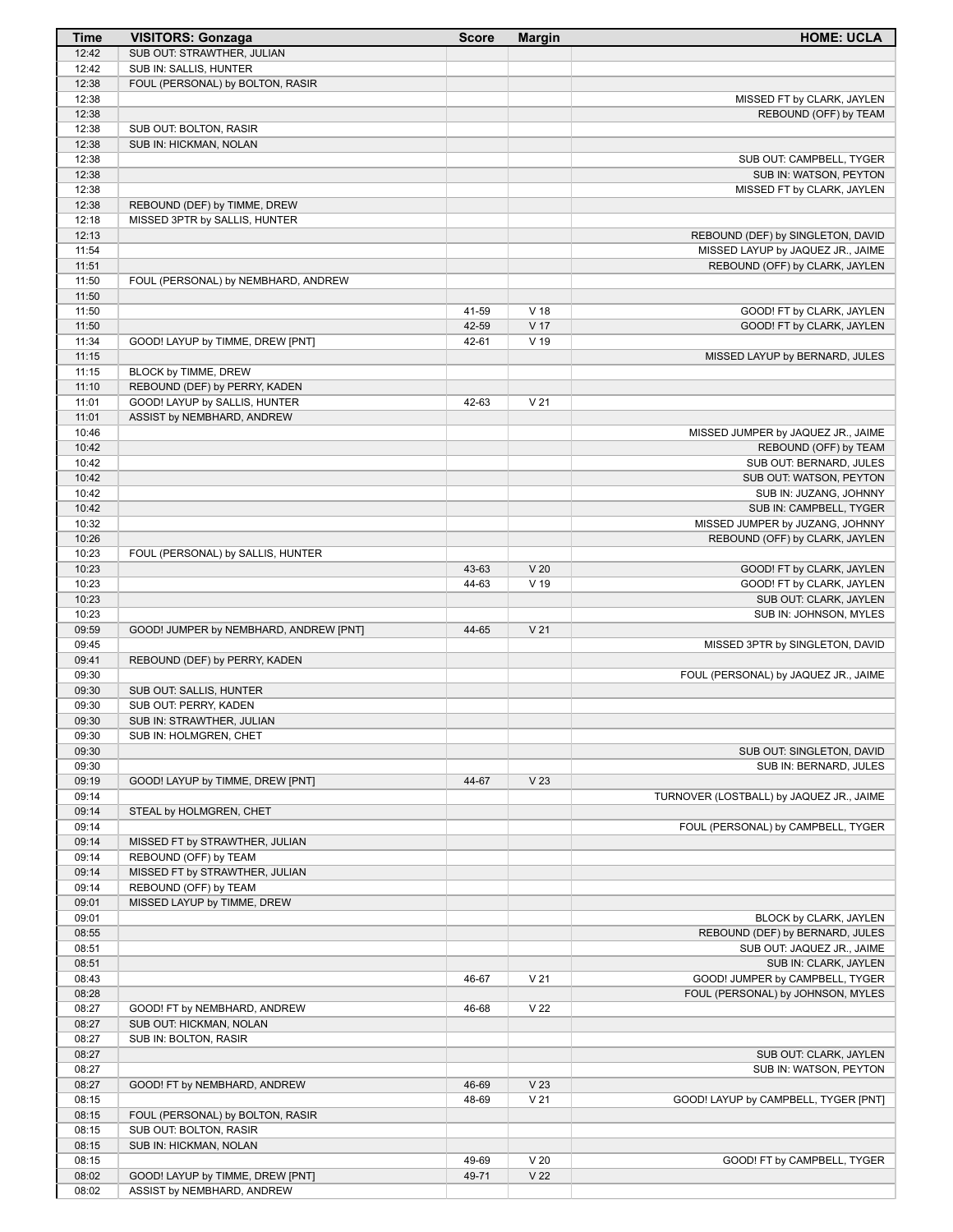| Time | VISITORS: Gonzaga | Score | Margin | HOME: UCLA |
| --- | --- | --- | --- | --- |
| 12:42 | SUB OUT: STRAWTHER, JULIAN | | | |
| 12:42 | SUB IN: SALLIS, HUNTER | | | |
| 12:38 | FOUL (PERSONAL) by BOLTON, RASIR | | | |
| 12:38 | | | | MISSED FT by CLARK, JAYLEN |
| 12:38 | | | | REBOUND (OFF) by TEAM |
| 12:38 | SUB OUT: BOLTON, RASIR | | | |
| 12:38 | SUB IN: HICKMAN, NOLAN | | | |
| 12:38 | | | | SUB OUT: CAMPBELL, TYGER |
| 12:38 | | | | SUB IN: WATSON, PEYTON |
| 12:38 | | | | MISSED FT by CLARK, JAYLEN |
| 12:38 | REBOUND (DEF) by TIMME, DREW | | | |
| 12:18 | MISSED 3PTR by SALLIS, HUNTER | | | |
| 12:13 | | | | REBOUND (DEF) by SINGLETON, DAVID |
| 11:54 | | | | MISSED LAYUP by JAQUEZ JR., JAIME |
| 11:51 | | | | REBOUND (OFF) by CLARK, JAYLEN |
| 11:50 | FOUL (PERSONAL) by NEMBHARD, ANDREW | | | |
| 11:50 | | | | |
| 11:50 | | 41-59 | V 18 | GOOD! FT by CLARK, JAYLEN |
| 11:50 | | 42-59 | V 17 | GOOD! FT by CLARK, JAYLEN |
| 11:34 | GOOD! LAYUP by TIMME, DREW [PNT] | 42-61 | V 19 | |
| 11:15 | | | | MISSED LAYUP by BERNARD, JULES |
| 11:15 | BLOCK by TIMME, DREW | | | |
| 11:10 | REBOUND (DEF) by PERRY, KADEN | | | |
| 11:01 | GOOD! LAYUP by SALLIS, HUNTER | 42-63 | V 21 | |
| 11:01 | ASSIST by NEMBHARD, ANDREW | | | |
| 10:46 | | | | MISSED JUMPER by JAQUEZ JR., JAIME |
| 10:42 | | | | REBOUND (OFF) by TEAM |
| 10:42 | | | | SUB OUT: BERNARD, JULES |
| 10:42 | | | | SUB OUT: WATSON, PEYTON |
| 10:42 | | | | SUB IN: JUZANG, JOHNNY |
| 10:42 | | | | SUB IN: CAMPBELL, TYGER |
| 10:32 | | | | MISSED JUMPER by JUZANG, JOHNNY |
| 10:26 | | | | REBOUND (OFF) by CLARK, JAYLEN |
| 10:23 | FOUL (PERSONAL) by SALLIS, HUNTER | | | |
| 10:23 | | 43-63 | V 20 | GOOD! FT by CLARK, JAYLEN |
| 10:23 | | 44-63 | V 19 | GOOD! FT by CLARK, JAYLEN |
| 10:23 | | | | SUB OUT: CLARK, JAYLEN |
| 10:23 | | | | SUB IN: JOHNSON, MYLES |
| 09:59 | GOOD! JUMPER by NEMBHARD, ANDREW [PNT] | 44-65 | V 21 | |
| 09:45 | | | | MISSED 3PTR by SINGLETON, DAVID |
| 09:41 | REBOUND (DEF) by PERRY, KADEN | | | |
| 09:30 | | | | FOUL (PERSONAL) by JAQUEZ JR., JAIME |
| 09:30 | SUB OUT: SALLIS, HUNTER | | | |
| 09:30 | SUB OUT: PERRY, KADEN | | | |
| 09:30 | SUB IN: STRAWTHER, JULIAN | | | |
| 09:30 | SUB IN: HOLMGREN, CHET | | | |
| 09:30 | | | | SUB OUT: SINGLETON, DAVID |
| 09:30 | | | | SUB IN: BERNARD, JULES |
| 09:19 | GOOD! LAYUP by TIMME, DREW [PNT] | 44-67 | V 23 | |
| 09:14 | | | | TURNOVER (LOSTBALL) by JAQUEZ JR., JAIME |
| 09:14 | STEAL by HOLMGREN, CHET | | | |
| 09:14 | | | | FOUL (PERSONAL) by CAMPBELL, TYGER |
| 09:14 | MISSED FT by STRAWTHER, JULIAN | | | |
| 09:14 | REBOUND (OFF) by TEAM | | | |
| 09:14 | MISSED FT by STRAWTHER, JULIAN | | | |
| 09:14 | REBOUND (OFF) by TEAM | | | |
| 09:01 | MISSED LAYUP by TIMME, DREW | | | |
| 09:01 | | | | BLOCK by CLARK, JAYLEN |
| 08:55 | | | | REBOUND (DEF) by BERNARD, JULES |
| 08:51 | | | | SUB OUT: JAQUEZ JR., JAIME |
| 08:51 | | | | SUB IN: CLARK, JAYLEN |
| 08:43 | | 46-67 | V 21 | GOOD! JUMPER by CAMPBELL, TYGER |
| 08:28 | | | | FOUL (PERSONAL) by JOHNSON, MYLES |
| 08:27 | GOOD! FT by NEMBHARD, ANDREW | 46-68 | V 22 | |
| 08:27 | SUB OUT: HICKMAN, NOLAN | | | |
| 08:27 | SUB IN: BOLTON, RASIR | | | |
| 08:27 | | | | SUB OUT: CLARK, JAYLEN |
| 08:27 | | | | SUB IN: WATSON, PEYTON |
| 08:27 | GOOD! FT by NEMBHARD, ANDREW | 46-69 | V 23 | |
| 08:15 | | 48-69 | V 21 | GOOD! LAYUP by CAMPBELL, TYGER [PNT] |
| 08:15 | FOUL (PERSONAL) by BOLTON, RASIR | | | |
| 08:15 | SUB OUT: BOLTON, RASIR | | | |
| 08:15 | SUB IN: HICKMAN, NOLAN | | | |
| 08:15 | | 49-69 | V 20 | GOOD! FT by CAMPBELL, TYGER |
| 08:02 | GOOD! LAYUP by TIMME, DREW [PNT] | 49-71 | V 22 | |
| 08:02 | ASSIST by NEMBHARD, ANDREW | | | |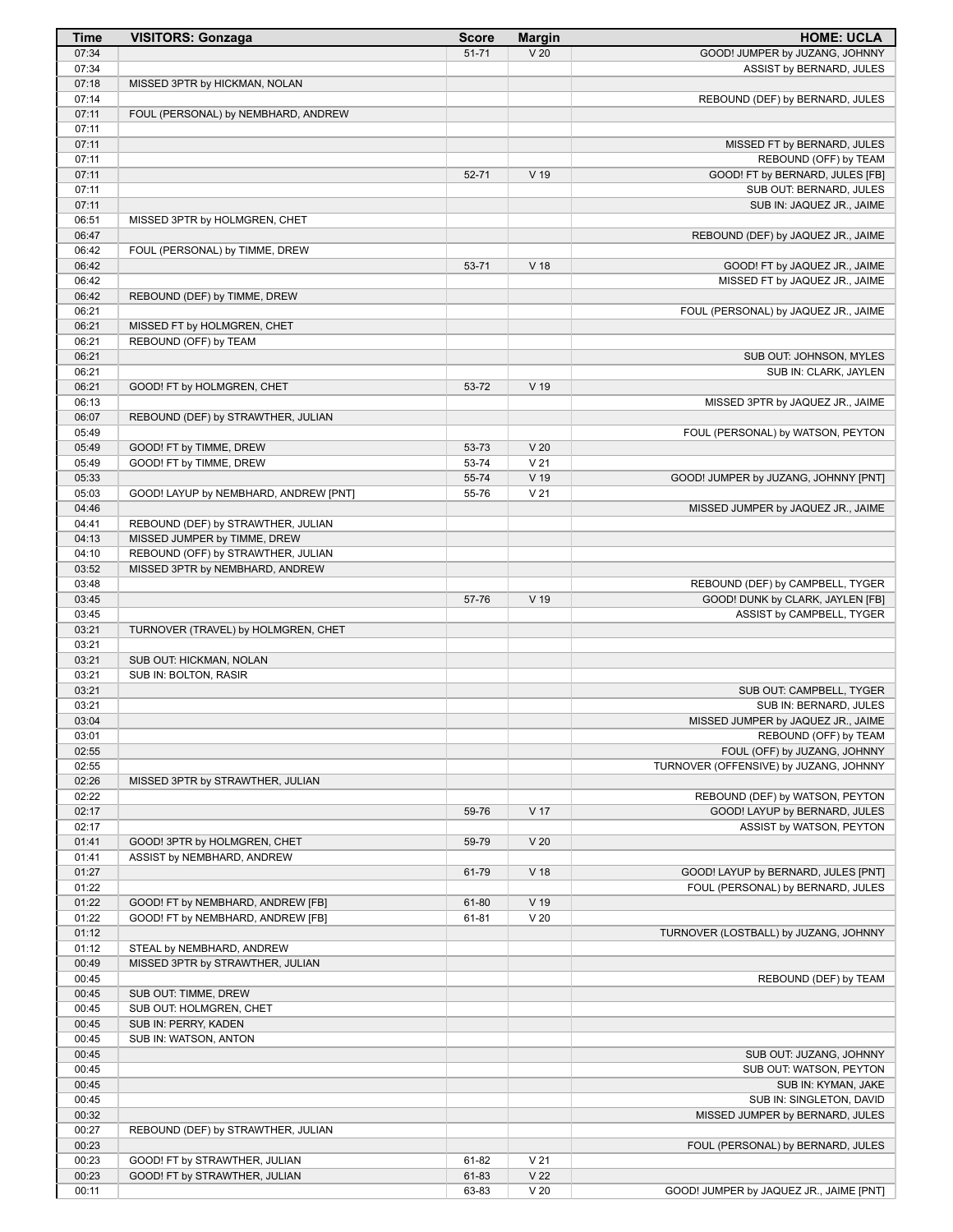| Time | VISITORS: Gonzaga | Score | Margin | HOME: UCLA |
|---|---|---|---|---|
| 07:34 | | 51-71 | V 20 | GOOD! JUMPER by JUZANG, JOHNNY |
| 07:34 | | | | ASSIST by BERNARD, JULES |
| 07:18 | MISSED 3PTR by HICKMAN, NOLAN | | | |
| 07:14 | | | | REBOUND (DEF) by BERNARD, JULES |
| 07:11 | FOUL (PERSONAL) by NEMBHARD, ANDREW | | | |
| 07:11 | | | | |
| 07:11 | | | | MISSED FT by BERNARD, JULES |
| 07:11 | | | | REBOUND (OFF) by TEAM |
| 07:11 | | 52-71 | V 19 | GOOD! FT by BERNARD, JULES [FB] |
| 07:11 | | | | SUB OUT: BERNARD, JULES |
| 07:11 | | | | SUB IN: JAQUEZ JR., JAIME |
| 06:51 | MISSED 3PTR by HOLMGREN, CHET | | | |
| 06:47 | | | | REBOUND (DEF) by JAQUEZ JR., JAIME |
| 06:42 | FOUL (PERSONAL) by TIMME, DREW | | | |
| 06:42 | | 53-71 | V 18 | GOOD! FT by JAQUEZ JR., JAIME |
| 06:42 | | | | MISSED FT by JAQUEZ JR., JAIME |
| 06:42 | REBOUND (DEF) by TIMME, DREW | | | |
| 06:21 | | | | FOUL (PERSONAL) by JAQUEZ JR., JAIME |
| 06:21 | MISSED FT by HOLMGREN, CHET | | | |
| 06:21 | REBOUND (OFF) by TEAM | | | |
| 06:21 | | | | SUB OUT: JOHNSON, MYLES |
| 06:21 | | | | SUB IN: CLARK, JAYLEN |
| 06:21 | GOOD! FT by HOLMGREN, CHET | 53-72 | V 19 | |
| 06:13 | | | | MISSED 3PTR by JAQUEZ JR., JAIME |
| 06:07 | REBOUND (DEF) by STRAWTHER, JULIAN | | | |
| 05:49 | | | | FOUL (PERSONAL) by WATSON, PEYTON |
| 05:49 | GOOD! FT by TIMME, DREW | 53-73 | V 20 | |
| 05:49 | GOOD! FT by TIMME, DREW | 53-74 | V 21 | |
| 05:33 | | 55-74 | V 19 | GOOD! JUMPER by JUZANG, JOHNNY [PNT] |
| 05:03 | GOOD! LAYUP by NEMBHARD, ANDREW [PNT] | 55-76 | V 21 | |
| 04:46 | | | | MISSED JUMPER by JAQUEZ JR., JAIME |
| 04:41 | REBOUND (DEF) by STRAWTHER, JULIAN | | | |
| 04:13 | MISSED JUMPER by TIMME, DREW | | | |
| 04:10 | REBOUND (OFF) by STRAWTHER, JULIAN | | | |
| 03:52 | MISSED 3PTR by NEMBHARD, ANDREW | | | |
| 03:48 | | | | REBOUND (DEF) by CAMPBELL, TYGER |
| 03:45 | | 57-76 | V 19 | GOOD! DUNK by CLARK, JAYLEN [FB] |
| 03:45 | | | | ASSIST by CAMPBELL, TYGER |
| 03:21 | TURNOVER (TRAVEL) by HOLMGREN, CHET | | | |
| 03:21 | | | | |
| 03:21 | SUB OUT: HICKMAN, NOLAN | | | |
| 03:21 | SUB IN: BOLTON, RASIR | | | |
| 03:21 | | | | SUB OUT: CAMPBELL, TYGER |
| 03:21 | | | | SUB IN: BERNARD, JULES |
| 03:04 | | | | MISSED JUMPER by JAQUEZ JR., JAIME |
| 03:01 | | | | REBOUND (OFF) by TEAM |
| 02:55 | | | | FOUL (OFF) by JUZANG, JOHNNY |
| 02:55 | | | | TURNOVER (OFFENSIVE) by JUZANG, JOHNNY |
| 02:26 | MISSED 3PTR by STRAWTHER, JULIAN | | | |
| 02:22 | | | | REBOUND (DEF) by WATSON, PEYTON |
| 02:17 | | 59-76 | V 17 | GOOD! LAYUP by BERNARD, JULES |
| 02:17 | | | | ASSIST by WATSON, PEYTON |
| 01:41 | GOOD! 3PTR by HOLMGREN, CHET | 59-79 | V 20 | |
| 01:41 | ASSIST by NEMBHARD, ANDREW | | | |
| 01:27 | | 61-79 | V 18 | GOOD! LAYUP by BERNARD, JULES [PNT] |
| 01:22 | | | | FOUL (PERSONAL) by BERNARD, JULES |
| 01:22 | GOOD! FT by NEMBHARD, ANDREW [FB] | 61-80 | V 19 | |
| 01:22 | GOOD! FT by NEMBHARD, ANDREW [FB] | 61-81 | V 20 | |
| 01:12 | | | | TURNOVER (LOSTBALL) by JUZANG, JOHNNY |
| 01:12 | STEAL by NEMBHARD, ANDREW | | | |
| 00:49 | MISSED 3PTR by STRAWTHER, JULIAN | | | |
| 00:45 | | | | REBOUND (DEF) by TEAM |
| 00:45 | SUB OUT: TIMME, DREW | | | |
| 00:45 | SUB OUT: HOLMGREN, CHET | | | |
| 00:45 | SUB IN: PERRY, KADEN | | | |
| 00:45 | SUB IN: WATSON, ANTON | | | |
| 00:45 | | | | SUB OUT: JUZANG, JOHNNY |
| 00:45 | | | | SUB OUT: WATSON, PEYTON |
| 00:45 | | | | SUB IN: KYMAN, JAKE |
| 00:45 | | | | SUB IN: SINGLETON, DAVID |
| 00:32 | | | | MISSED JUMPER by BERNARD, JULES |
| 00:27 | REBOUND (DEF) by STRAWTHER, JULIAN | | | |
| 00:23 | | | | FOUL (PERSONAL) by BERNARD, JULES |
| 00:23 | GOOD! FT by STRAWTHER, JULIAN | 61-82 | V 21 | |
| 00:23 | GOOD! FT by STRAWTHER, JULIAN | 61-83 | V 22 | |
| 00:11 | | 63-83 | V 20 | GOOD! JUMPER by JAQUEZ JR., JAIME [PNT] |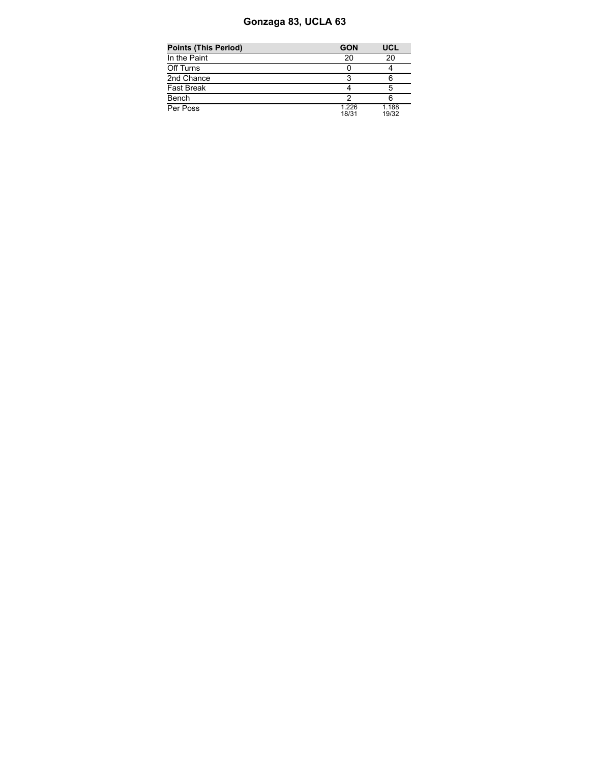# Gonzaga 83, UCLA 63

| Points (This Period) | GON | UCL |
|---|---|---|
| In the Paint | 20 | 20 |
| Off Turns | 0 | 4 |
| 2nd Chance | 3 | 6 |
| Fast Break | 4 | 5 |
| Bench | 2 | 6 |
| Per Poss | 1.226 18/31 | 1.188 19/32 |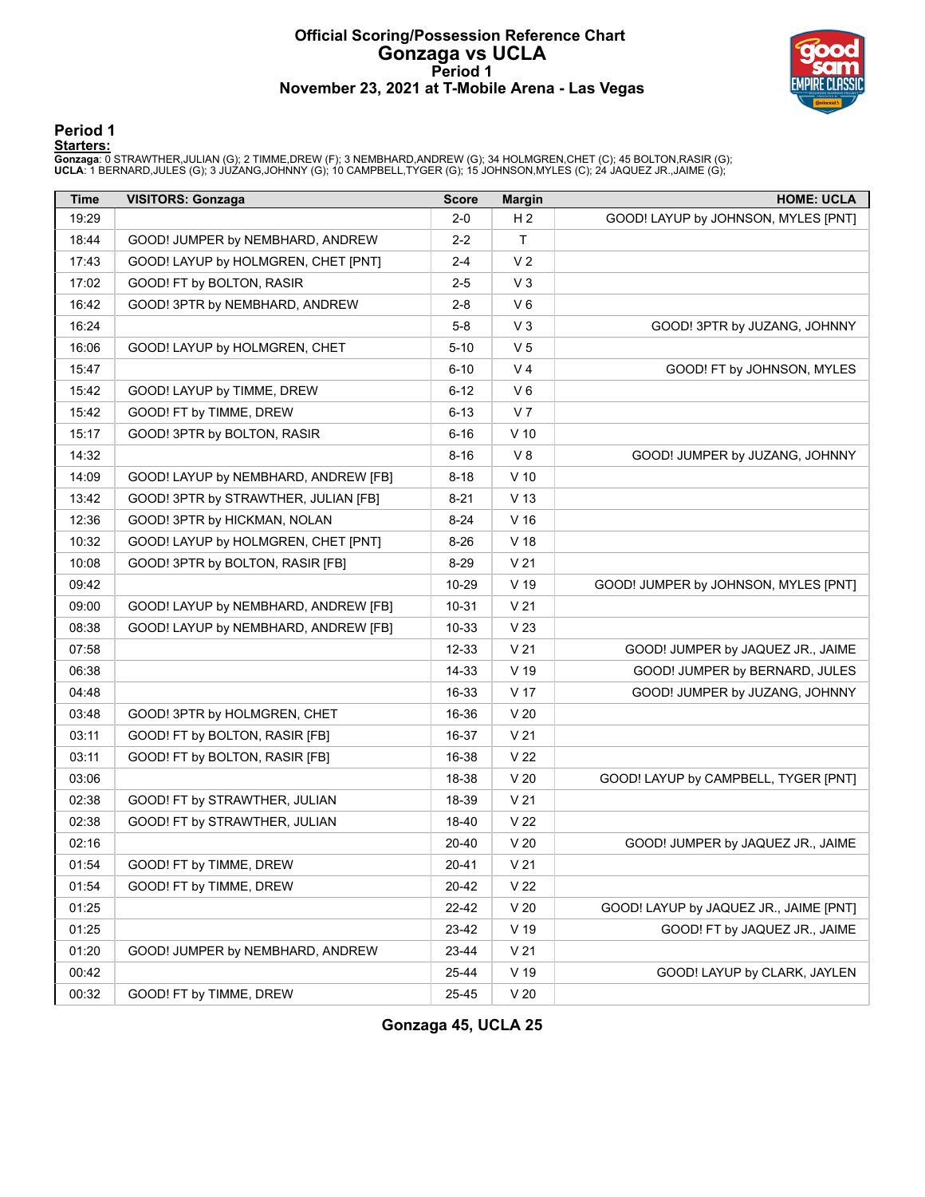# Official Scoring/Possession Reference Chart
## Gonzaga vs UCLA
### Period 1
### November 23, 2021 at T-Mobile Arena - Las Vegas

## Period 1

**Starters:**

**Gonzaga**: 0 STRAWTHER,JULIAN (G); 2 TIMME,DREW (F); 3 NEMBHARD,ANDREW (G); 34 HOLMGREN,CHET (C); 45 BOLTON,RASIR (G);
**UCLA**: 1 BERNARD,JULES (G); 3 JUZANG,JOHNNY (G); 10 CAMPBELL,TYGER (G); 15 JOHNSON,MYLES (C); 24 JAQUEZ JR.,JAIME (G);

| Time | VISITORS: Gonzaga | Score | Margin | HOME: UCLA |
|---|---|---|---|---|
| 19:29 | | 2-0 | H 2 | GOOD! LAYUP by JOHNSON, MYLES [PNT] |
| 18:44 | GOOD! JUMPER by NEMBHARD, ANDREW | 2-2 | T | |
| 17:43 | GOOD! LAYUP by HOLMGREN, CHET [PNT] | 2-4 | V 2 | |
| 17:02 | GOOD! FT by BOLTON, RASIR | 2-5 | V 3 | |
| 16:42 | GOOD! 3PTR by NEMBHARD, ANDREW | 2-8 | V 6 | |
| 16:24 | | 5-8 | V 3 | GOOD! 3PTR by JUZANG, JOHNNY |
| 16:06 | GOOD! LAYUP by HOLMGREN, CHET | 5-10 | V 5 | |
| 15:47 | | 6-10 | V 4 | GOOD! FT by JOHNSON, MYLES |
| 15:42 | GOOD! LAYUP by TIMME, DREW | 6-12 | V 6 | |
| 15:42 | GOOD! FT by TIMME, DREW | 6-13 | V 7 | |
| 15:17 | GOOD! 3PTR by BOLTON, RASIR | 6-16 | V 10 | |
| 14:32 | | 8-16 | V 8 | GOOD! JUMPER by JUZANG, JOHNNY |
| 14:09 | GOOD! LAYUP by NEMBHARD, ANDREW [FB] | 8-18 | V 10 | |
| 13:42 | GOOD! 3PTR by STRAWTHER, JULIAN [FB] | 8-21 | V 13 | |
| 12:36 | GOOD! 3PTR by HICKMAN, NOLAN | 8-24 | V 16 | |
| 10:32 | GOOD! LAYUP by HOLMGREN, CHET [PNT] | 8-26 | V 18 | |
| 10:08 | GOOD! 3PTR by BOLTON, RASIR [FB] | 8-29 | V 21 | |
| 09:42 | | 10-29 | V 19 | GOOD! JUMPER by JOHNSON, MYLES [PNT] |
| 09:00 | GOOD! LAYUP by NEMBHARD, ANDREW [FB] | 10-31 | V 21 | |
| 08:38 | GOOD! LAYUP by NEMBHARD, ANDREW [FB] | 10-33 | V 23 | |
| 07:58 | | 12-33 | V 21 | GOOD! JUMPER by JAQUEZ JR., JAIME |
| 06:38 | | 14-33 | V 19 | GOOD! JUMPER by BERNARD, JULES |
| 04:48 | | 16-33 | V 17 | GOOD! JUMPER by JUZANG, JOHNNY |
| 03:48 | GOOD! 3PTR by HOLMGREN, CHET | 16-36 | V 20 | |
| 03:11 | GOOD! FT by BOLTON, RASIR [FB] | 16-37 | V 21 | |
| 03:11 | GOOD! FT by BOLTON, RASIR [FB] | 16-38 | V 22 | |
| 03:06 | | 18-38 | V 20 | GOOD! LAYUP by CAMPBELL, TYGER [PNT] |
| 02:38 | GOOD! FT by STRAWTHER, JULIAN | 18-39 | V 21 | |
| 02:38 | GOOD! FT by STRAWTHER, JULIAN | 18-40 | V 22 | |
| 02:16 | | 20-40 | V 20 | GOOD! JUMPER by JAQUEZ JR., JAIME |
| 01:54 | GOOD! FT by TIMME, DREW | 20-41 | V 21 | |
| 01:54 | GOOD! FT by TIMME, DREW | 20-42 | V 22 | |
| 01:25 | | 22-42 | V 20 | GOOD! LAYUP by JAQUEZ JR., JAIME [PNT] |
| 01:25 | | 23-42 | V 19 | GOOD! FT by JAQUEZ JR., JAIME |
| 01:20 | GOOD! JUMPER by NEMBHARD, ANDREW | 23-44 | V 21 | |
| 00:42 | | 25-44 | V 19 | GOOD! LAYUP by CLARK, JAYLEN |
| 00:32 | GOOD! FT by TIMME, DREW | 25-45 | V 20 | |

**Gonzaga 45, UCLA 25**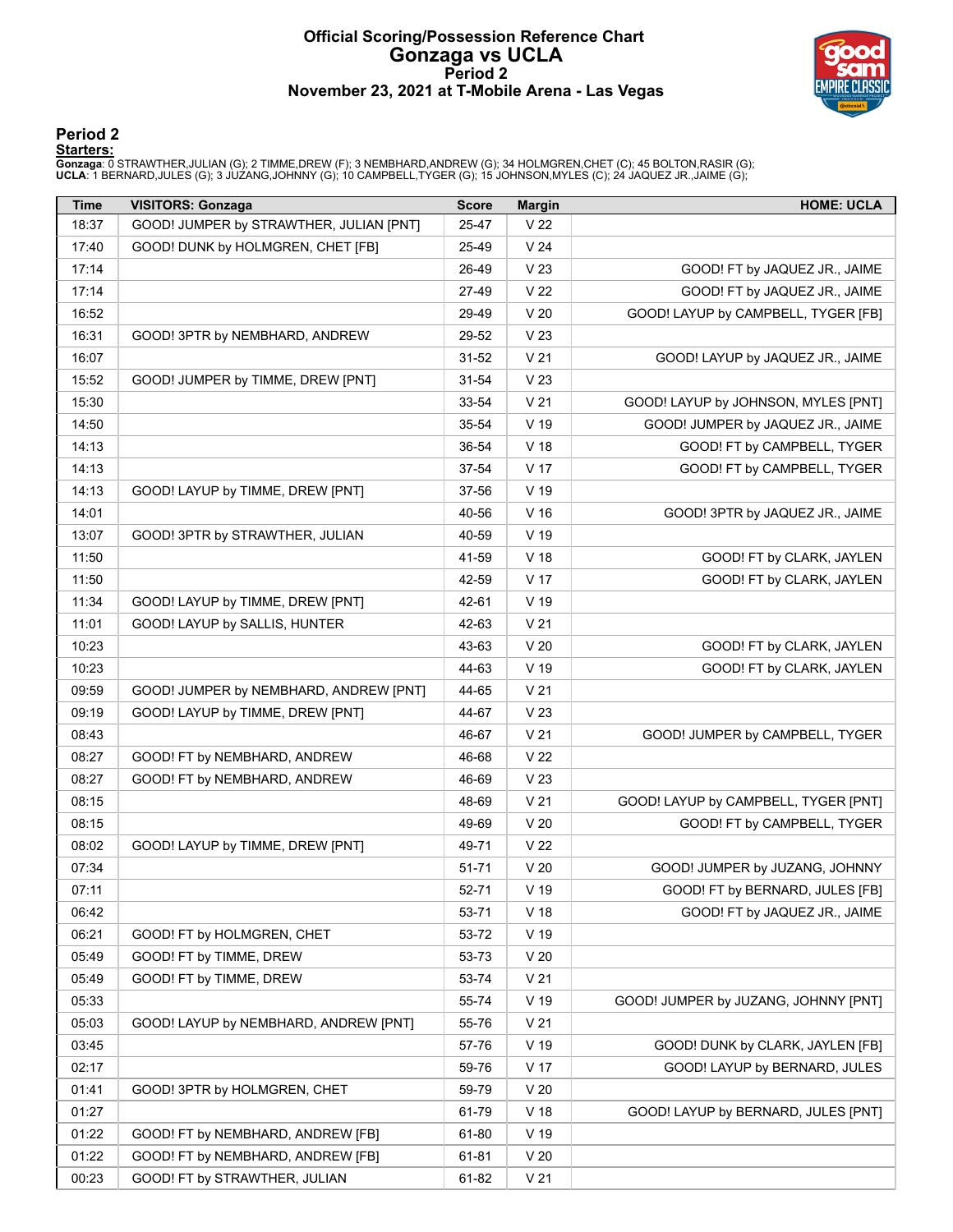# Official Scoring/Possession Reference Chart
# Gonzaga vs UCLA
## Period 2
## November 23, 2021 at T-Mobile Arena - Las Vegas

### Period 2

**Starters:**

**Gonzaga**: 0 STRAWTHER,JULIAN (G); 2 TIMME,DREW (F); 3 NEMBHARD,ANDREW (G); 34 HOLMGREN,CHET (C); 45 BOLTON,RASIR (G);
**UCLA**: 1 BERNARD,JULES (G); 3 JUZANG,JOHNNY (G); 10 CAMPBELL,TYGER (G); 15 JOHNSON,MYLES (C); 24 JAQUEZ JR.,JAIME (G);

| Time | VISITORS: Gonzaga | Score | Margin | HOME: UCLA |
|---|---|---|---|---|
| 18:37 | GOOD! JUMPER by STRAWTHER, JULIAN [PNT] | 25-47 | V 22 | |
| 17:40 | GOOD! DUNK by HOLMGREN, CHET [FB] | 25-49 | V 24 | |
| 17:14 | | 26-49 | V 23 | GOOD! FT by JAQUEZ JR., JAIME |
| 17:14 | | 27-49 | V 22 | GOOD! FT by JAQUEZ JR., JAIME |
| 16:52 | | 29-49 | V 20 | GOOD! LAYUP by CAMPBELL, TYGER [FB] |
| 16:31 | GOOD! 3PTR by NEMBHARD, ANDREW | 29-52 | V 23 | |
| 16:07 | | 31-52 | V 21 | GOOD! LAYUP by JAQUEZ JR., JAIME |
| 15:52 | GOOD! JUMPER by TIMME, DREW [PNT] | 31-54 | V 23 | |
| 15:30 | | 33-54 | V 21 | GOOD! LAYUP by JOHNSON, MYLES [PNT] |
| 14:50 | | 35-54 | V 19 | GOOD! JUMPER by JAQUEZ JR., JAIME |
| 14:13 | | 36-54 | V 18 | GOOD! FT by CAMPBELL, TYGER |
| 14:13 | | 37-54 | V 17 | GOOD! FT by CAMPBELL, TYGER |
| 14:13 | GOOD! LAYUP by TIMME, DREW [PNT] | 37-56 | V 19 | |
| 14:01 | | 40-56 | V 16 | GOOD! 3PTR by JAQUEZ JR., JAIME |
| 13:07 | GOOD! 3PTR by STRAWTHER, JULIAN | 40-59 | V 19 | |
| 11:50 | | 41-59 | V 18 | GOOD! FT by CLARK, JAYLEN |
| 11:50 | | 42-59 | V 17 | GOOD! FT by CLARK, JAYLEN |
| 11:34 | GOOD! LAYUP by TIMME, DREW [PNT] | 42-61 | V 19 | |
| 11:01 | GOOD! LAYUP by SALLIS, HUNTER | 42-63 | V 21 | |
| 10:23 | | 43-63 | V 20 | GOOD! FT by CLARK, JAYLEN |
| 10:23 | | 44-63 | V 19 | GOOD! FT by CLARK, JAYLEN |
| 09:59 | GOOD! JUMPER by NEMBHARD, ANDREW [PNT] | 44-65 | V 21 | |
| 09:19 | GOOD! LAYUP by TIMME, DREW [PNT] | 44-67 | V 23 | |
| 08:43 | | 46-67 | V 21 | GOOD! JUMPER by CAMPBELL, TYGER |
| 08:27 | GOOD! FT by NEMBHARD, ANDREW | 46-68 | V 22 | |
| 08:27 | GOOD! FT by NEMBHARD, ANDREW | 46-69 | V 23 | |
| 08:15 | | 48-69 | V 21 | GOOD! LAYUP by CAMPBELL, TYGER [PNT] |
| 08:15 | | 49-69 | V 20 | GOOD! FT by CAMPBELL, TYGER |
| 08:02 | GOOD! LAYUP by TIMME, DREW [PNT] | 49-71 | V 22 | |
| 07:34 | | 51-71 | V 20 | GOOD! JUMPER by JUZANG, JOHNNY |
| 07:11 | | 52-71 | V 19 | GOOD! FT by BERNARD, JULES [FB] |
| 06:42 | | 53-71 | V 18 | GOOD! FT by JAQUEZ JR., JAIME |
| 06:21 | GOOD! FT by HOLMGREN, CHET | 53-72 | V 19 | |
| 05:49 | GOOD! FT by TIMME, DREW | 53-73 | V 20 | |
| 05:49 | GOOD! FT by TIMME, DREW | 53-74 | V 21 | |
| 05:33 | | 55-74 | V 19 | GOOD! JUMPER by JUZANG, JOHNNY [PNT] |
| 05:03 | GOOD! LAYUP by NEMBHARD, ANDREW [PNT] | 55-76 | V 21 | |
| 03:45 | | 57-76 | V 19 | GOOD! DUNK by CLARK, JAYLEN [FB] |
| 02:17 | | 59-76 | V 17 | GOOD! LAYUP by BERNARD, JULES |
| 01:41 | GOOD! 3PTR by HOLMGREN, CHET | 59-79 | V 20 | |
| 01:27 | | 61-79 | V 18 | GOOD! LAYUP by BERNARD, JULES [PNT] |
| 01:22 | GOOD! FT by NEMBHARD, ANDREW [FB] | 61-80 | V 19 | |
| 01:22 | GOOD! FT by NEMBHARD, ANDREW [FB] | 61-81 | V 20 | |
| 00:23 | GOOD! FT by STRAWTHER, JULIAN | 61-82 | V 21 | |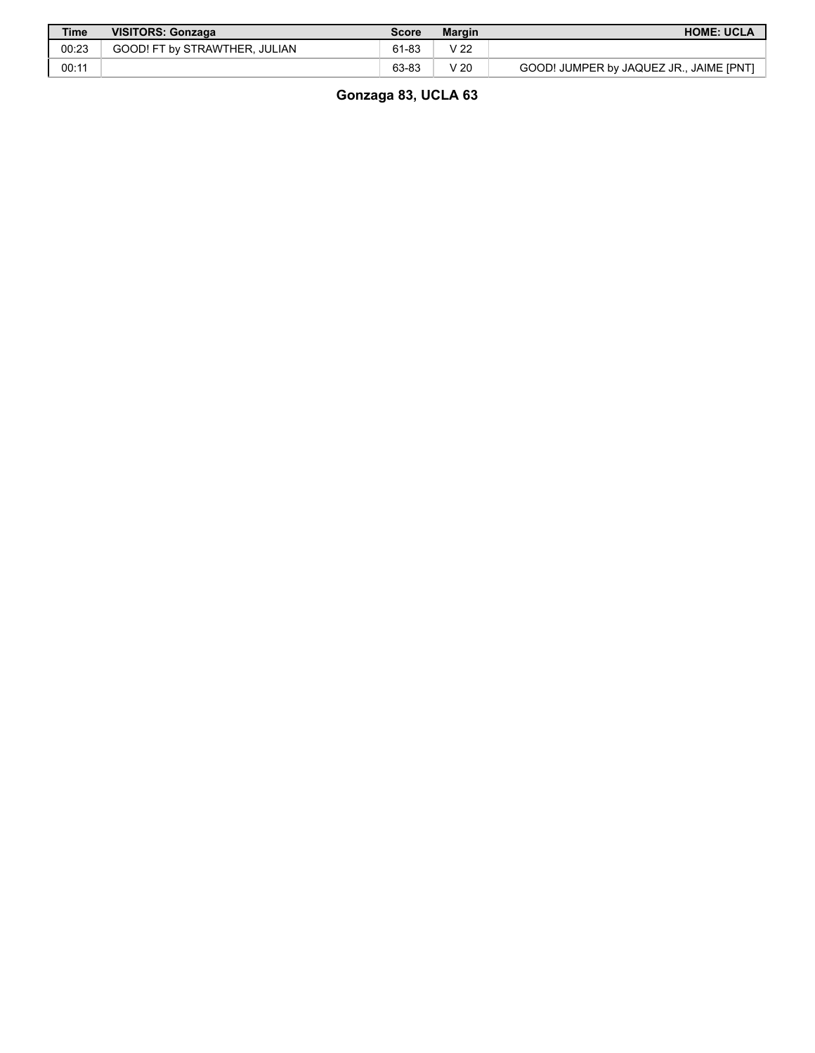| Time | VISITORS: Gonzaga | Score | Margin | HOME: UCLA |
|---|---|---|---|---|
| 00:23 | GOOD! FT by STRAWTHER, JULIAN | 61-83 | V 22 | |
| 00:11 | | 63-83 | V 20 | GOOD! JUMPER by JAQUEZ JR., JAIME [PNT] |

**Gonzaga 83, UCLA 63**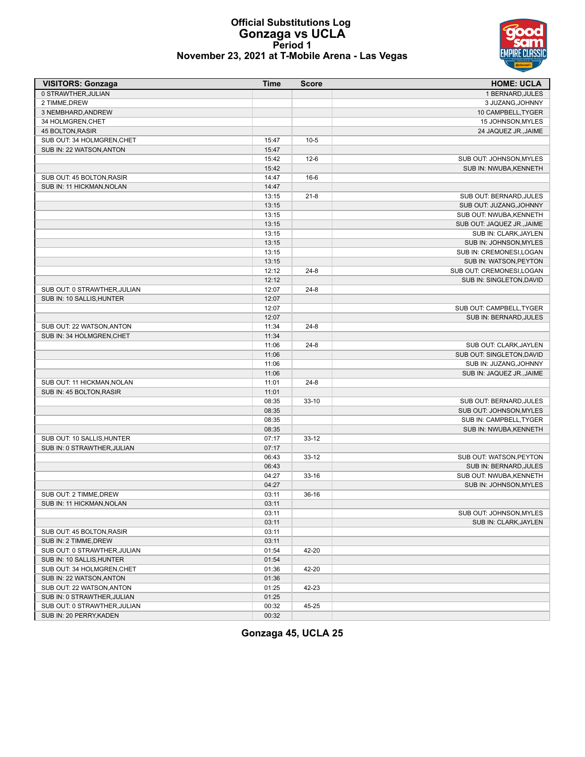# Official Substitutions Log
## Gonzaga vs UCLA
### Period 1
### November 23, 2021 at T-Mobile Arena - Las Vegas

| VISITORS: Gonzaga | Time | Score | HOME: UCLA |
|---|---|---|---|
| 0 STRAWTHER,JULIAN | | | 1 BERNARD,JULES |
| 2 TIMME,DREW | | | 3 JUZANG,JOHNNY |
| 3 NEMBHARD,ANDREW | | | 10 CAMPBELL,TYGER |
| 34 HOLMGREN,CHET | | | 15 JOHNSON,MYLES |
| 45 BOLTON,RASIR | | | 24 JAQUEZ JR.,JAIME |
| SUB OUT: 34 HOLMGREN,CHET | 15:47 | 10-5 | |
| SUB IN: 22 WATSON,ANTON | 15:47 | | |
| | 15:42 | 12-6 | SUB OUT: JOHNSON,MYLES |
| | 15:42 | | SUB IN: NWUBA,KENNETH |
| SUB OUT: 45 BOLTON,RASIR | 14:47 | 16-6 | |
| SUB IN: 11 HICKMAN,NOLAN | 14:47 | | |
| | 13:15 | 21-8 | SUB OUT: BERNARD,JULES |
| | 13:15 | | SUB OUT: JUZANG,JOHNNY |
| | 13:15 | | SUB OUT: NWUBA,KENNETH |
| | 13:15 | | SUB OUT: JAQUEZ JR.,JAIME |
| | 13:15 | | SUB IN: CLARK,JAYLEN |
| | 13:15 | | SUB IN: JOHNSON,MYLES |
| | 13:15 | | SUB IN: CREMONESI,LOGAN |
| | 13:15 | | SUB IN: WATSON,PEYTON |
| | 12:12 | 24-8 | SUB OUT: CREMONESI,LOGAN |
| | 12:12 | | SUB IN: SINGLETON,DAVID |
| SUB OUT: 0 STRAWTHER,JULIAN | 12:07 | 24-8 | |
| SUB IN: 10 SALLIS,HUNTER | 12:07 | | |
| | 12:07 | | SUB OUT: CAMPBELL,TYGER |
| | 12:07 | | SUB IN: BERNARD,JULES |
| SUB OUT: 22 WATSON,ANTON | 11:34 | 24-8 | |
| SUB IN: 34 HOLMGREN,CHET | 11:34 | | |
| | 11:06 | 24-8 | SUB OUT: CLARK,JAYLEN |
| | 11:06 | | SUB OUT: SINGLETON,DAVID |
| | 11:06 | | SUB IN: JUZANG,JOHNNY |
| | 11:06 | | SUB IN: JAQUEZ JR.,JAIME |
| SUB OUT: 11 HICKMAN,NOLAN | 11:01 | 24-8 | |
| SUB IN: 45 BOLTON,RASIR | 11:01 | | |
| | 08:35 | 33-10 | SUB OUT: BERNARD,JULES |
| | 08:35 | | SUB OUT: JOHNSON,MYLES |
| | 08:35 | | SUB IN: CAMPBELL,TYGER |
| | 08:35 | | SUB IN: NWUBA,KENNETH |
| SUB OUT: 10 SALLIS,HUNTER | 07:17 | 33-12 | |
| SUB IN: 0 STRAWTHER,JULIAN | 07:17 | | |
| | 06:43 | 33-12 | SUB OUT: WATSON,PEYTON |
| | 06:43 | | SUB IN: BERNARD,JULES |
| | 04:27 | 33-16 | SUB OUT: NWUBA,KENNETH |
| | 04:27 | | SUB IN: JOHNSON,MYLES |
| SUB OUT: 2 TIMME,DREW | 03:11 | 36-16 | |
| SUB IN: 11 HICKMAN,NOLAN | 03:11 | | |
| | 03:11 | | SUB OUT: JOHNSON,MYLES |
| | 03:11 | | SUB IN: CLARK,JAYLEN |
| SUB OUT: 45 BOLTON,RASIR | 03:11 | | |
| SUB IN: 2 TIMME,DREW | 03:11 | | |
| SUB OUT: 0 STRAWTHER,JULIAN | 01:54 | 42-20 | |
| SUB IN: 10 SALLIS,HUNTER | 01:54 | | |
| SUB OUT: 34 HOLMGREN,CHET | 01:36 | 42-20 | |
| SUB IN: 22 WATSON,ANTON | 01:36 | | |
| SUB OUT: 22 WATSON,ANTON | 01:25 | 42-23 | |
| SUB IN: 0 STRAWTHER,JULIAN | 01:25 | | |
| SUB OUT: 0 STRAWTHER,JULIAN | 00:32 | 45-25 | |
| SUB IN: 20 PERRY,KADEN | 00:32 | | |

**Gonzaga 45, UCLA 25**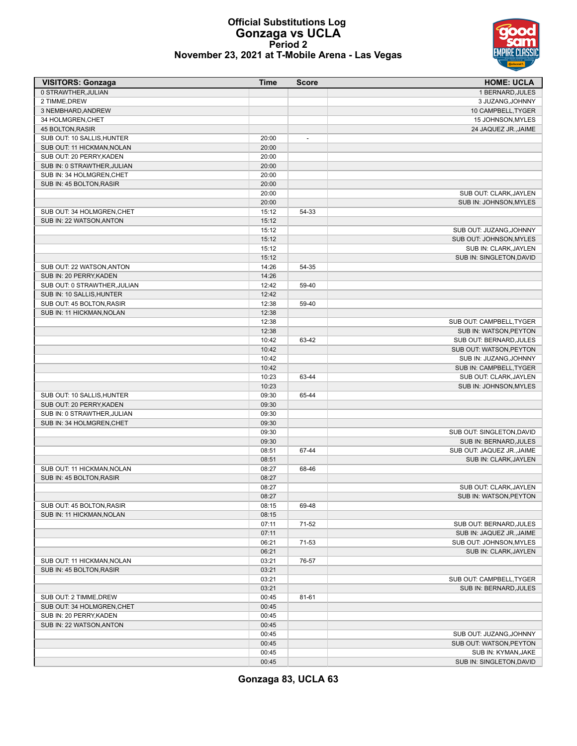# Official Substitutions Log
## Gonzaga vs UCLA
### Period 2
### November 23, 2021 at T-Mobile Arena - Las Vegas

| VISITORS: Gonzaga | Time | Score | HOME: UCLA |
|---|---|---|---|
| 0 STRAWTHER,JULIAN | | | 1 BERNARD,JULES |
| 2 TIMME,DREW | | | 3 JUZANG,JOHNNY |
| 3 NEMBHARD,ANDREW | | | 10 CAMPBELL,TYGER |
| 34 HOLMGREN,CHET | | | 15 JOHNSON,MYLES |
| 45 BOLTON,RASIR | | | 24 JAQUEZ JR.,JAIME |
| SUB OUT: 10 SALLIS,HUNTER | 20:00 | - | |
| SUB OUT: 11 HICKMAN,NOLAN | 20:00 | | |
| SUB OUT: 20 PERRY,KADEN | 20:00 | | |
| SUB IN: 0 STRAWTHER,JULIAN | 20:00 | | |
| SUB IN: 34 HOLMGREN,CHET | 20:00 | | |
| SUB IN: 45 BOLTON,RASIR | 20:00 | | |
| | 20:00 | | SUB OUT: CLARK,JAYLEN |
| | 20:00 | | SUB IN: JOHNSON,MYLES |
| SUB OUT: 34 HOLMGREN,CHET | 15:12 | 54-33 | |
| SUB IN: 22 WATSON,ANTON | 15:12 | | |
| | 15:12 | | SUB OUT: JUZANG,JOHNNY |
| | 15:12 | | SUB OUT: JOHNSON,MYLES |
| | 15:12 | | SUB IN: CLARK,JAYLEN |
| | 15:12 | | SUB IN: SINGLETON,DAVID |
| SUB OUT: 22 WATSON,ANTON | 14:26 | 54-35 | |
| SUB IN: 20 PERRY,KADEN | 14:26 | | |
| SUB OUT: 0 STRAWTHER,JULIAN | 12:42 | 59-40 | |
| SUB IN: 10 SALLIS,HUNTER | 12:42 | | |
| SUB OUT: 45 BOLTON,RASIR | 12:38 | 59-40 | |
| SUB IN: 11 HICKMAN,NOLAN | 12:38 | | |
| | 12:38 | | SUB OUT: CAMPBELL,TYGER |
| | 12:38 | | SUB IN: WATSON,PEYTON |
| | 10:42 | 63-42 | SUB OUT: BERNARD,JULES |
| | 10:42 | | SUB OUT: WATSON,PEYTON |
| | 10:42 | | SUB IN: JUZANG,JOHNNY |
| | 10:42 | | SUB IN: CAMPBELL,TYGER |
| | 10:23 | 63-44 | SUB OUT: CLARK,JAYLEN |
| | 10:23 | | SUB IN: JOHNSON,MYLES |
| SUB OUT: 10 SALLIS,HUNTER | 09:30 | 65-44 | |
| SUB OUT: 20 PERRY,KADEN | 09:30 | | |
| SUB IN: 0 STRAWTHER,JULIAN | 09:30 | | |
| SUB IN: 34 HOLMGREN,CHET | 09:30 | | |
| | 09:30 | | SUB OUT: SINGLETON,DAVID |
| | 09:30 | | SUB IN: BERNARD,JULES |
| | 08:51 | 67-44 | SUB OUT: JAQUEZ JR.,JAIME |
| | 08:51 | | SUB IN: CLARK,JAYLEN |
| SUB OUT: 11 HICKMAN,NOLAN | 08:27 | 68-46 | |
| SUB IN: 45 BOLTON,RASIR | 08:27 | | |
| | 08:27 | | SUB OUT: CLARK,JAYLEN |
| | 08:27 | | SUB IN: WATSON,PEYTON |
| SUB OUT: 45 BOLTON,RASIR | 08:15 | 69-48 | |
| SUB IN: 11 HICKMAN,NOLAN | 08:15 | | |
| | 07:11 | 71-52 | SUB OUT: BERNARD,JULES |
| | 07:11 | | SUB IN: JAQUEZ JR.,JAIME |
| | 06:21 | 71-53 | SUB OUT: JOHNSON,MYLES |
| | 06:21 | | SUB IN: CLARK,JAYLEN |
| SUB OUT: 11 HICKMAN,NOLAN | 03:21 | 76-57 | |
| SUB IN: 45 BOLTON,RASIR | 03:21 | | |
| | 03:21 | | SUB OUT: CAMPBELL,TYGER |
| | 03:21 | | SUB IN: BERNARD,JULES |
| SUB OUT: 2 TIMME,DREW | 00:45 | 81-61 | |
| SUB OUT: 34 HOLMGREN,CHET | 00:45 | | |
| SUB IN: 20 PERRY,KADEN | 00:45 | | |
| SUB IN: 22 WATSON,ANTON | 00:45 | | |
| | 00:45 | | SUB OUT: JUZANG,JOHNNY |
| | 00:45 | | SUB OUT: WATSON,PEYTON |
| | 00:45 | | SUB IN: KYMAN,JAKE |
| | 00:45 | | SUB IN: SINGLETON,DAVID |

**Gonzaga 83, UCLA 63**